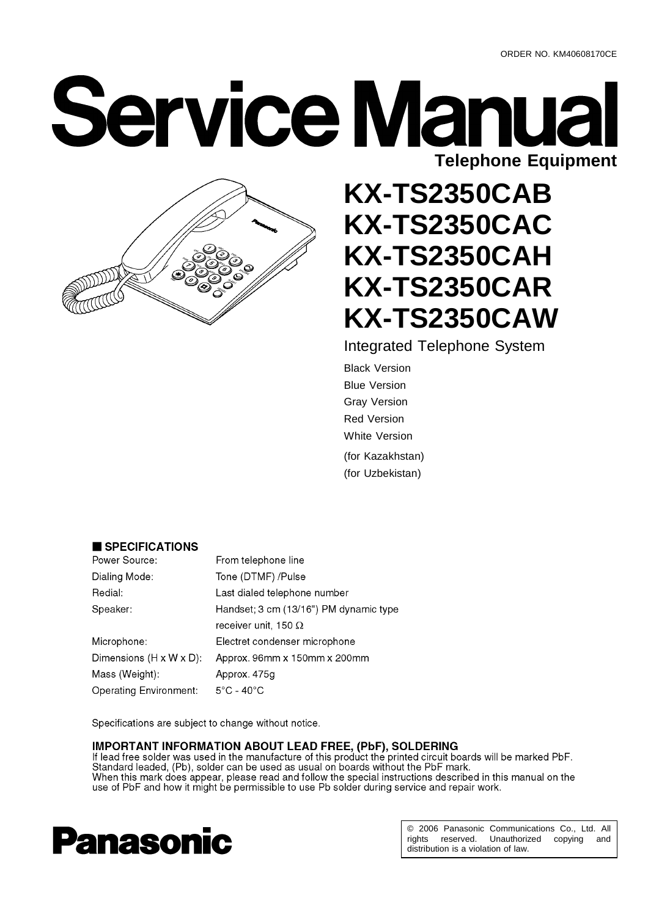ORDER NO. KM40608170CE

# Service Manual

**Telephone Equipment**

# KX-TS2350CAB
# KX-TS2350CAC
# KX-TS2350CAH
# KX-TS2350CAR
# KX-TS2350CAW

Integrated Telephone System

Black Version
Blue Version
Gray Version
Red Version
White Version

(for Kazakhstan)
(for Uzbekistan)

## ■ SPECIFICATIONS

| | |
|---|---|
| Power Source: | From telephone line |
| Dialing Mode: | Tone (DTMF) /Pulse |
| Redial: | Last dialed telephone number |
| Speaker: | Handset; 3 cm (13/16") PM dynamic type receiver unit, 150 Ω |
| Microphone: | Electret condenser microphone |
| Dimensions (H x W x D): | Approx. 96mm x 150mm x 200mm |
| Mass (Weight): | Approx. 475g |
| Operating Environment: | 5°C - 40°C |

Specifications are subject to change without notice.

**IMPORTANT INFORMATION ABOUT LEAD FREE, (PbF), SOLDERING**
If lead free solder was used in the manufacture of this product the printed circuit boards will be marked PbF.
Standard leaded, (Pb), solder can be used as usual on boards without the PbF mark.
When this mark does appear, please read and follow the special instructions described in this manual on the use of PbF and how it might be permissible to use Pb solder during service and repair work.

**Panasonic**

© 2006 Panasonic Communications Co., Ltd. All rights reserved. Unauthorized copying and distribution is a violation of law.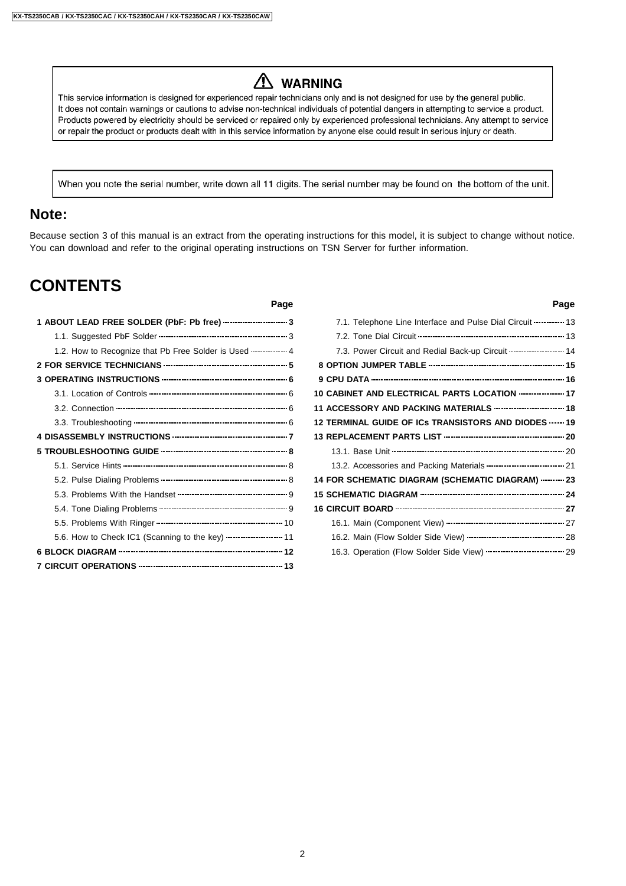## ⚠ WARNING

This service information is designed for experienced repair technicians only and is not designed for use by the general public. It does not contain warnings or cautions to advise non-technical individuals of potential dangers in attempting to service a product. Products powered by electricity should be serviced or repaired only by experienced professional technicians. Any attempt to service or repair the product or products dealt with in this service information by anyone else could result in serious injury or death.

When you note the serial number, write down all 11 digits. The serial number may be found on the bottom of the unit.

## Note:

Because section 3 of this manual is an extract from the operating instructions for this model, it is subject to change without notice. You can download and refer to the original operating instructions on TSN Server for further information.

# CONTENTS

| | Page |
|---|---|
| **1 ABOUT LEAD FREE SOLDER (PbF: Pb free)** | **3** |
| 1.1. Suggested PbF Solder | 3 |
| 1.2. How to Recognize that Pb Free Solder is Used | 4 |
| **2 FOR SERVICE TECHNICIANS** | **5** |
| **3 OPERATING INSTRUCTIONS** | **6** |
| 3.1. Location of Controls | 6 |
| 3.2. Connection | 6 |
| 3.3. Troubleshooting | 6 |
| **4 DISASSEMBLY INSTRUCTIONS** | **7** |
| **5 TROUBLESHOOTING GUIDE** | **8** |
| 5.1. Service Hints | 8 |
| 5.2. Pulse Dialing Problems | 8 |
| 5.3. Problems With the Handset | 9 |
| 5.4. Tone Dialing Problems | 9 |
| 5.5. Problems With Ringer | 10 |
| 5.6. How to Check IC1 (Scanning to the key) | 11 |
| **6 BLOCK DIAGRAM** | **12** |
| **7 CIRCUIT OPERATIONS** | **13** |
| 7.1. Telephone Line Interface and Pulse Dial Circuit | 13 |
| 7.2. Tone Dial Circuit | 13 |
| 7.3. Power Circuit and Redial Back-up Circuit | 14 |
| **8 OPTION JUMPER TABLE** | **15** |
| **9 CPU DATA** | **16** |
| **10 CABINET AND ELECTRICAL PARTS LOCATION** | **17** |
| **11 ACCESSORY AND PACKING MATERIALS** | **18** |
| **12 TERMINAL GUIDE OF ICs TRANSISTORS AND DIODES** | **19** |
| **13 REPLACEMENT PARTS LIST** | **20** |
| 13.1. Base Unit | 20 |
| 13.2. Accessories and Packing Materials | 21 |
| **14 FOR SCHEMATIC DIAGRAM (SCHEMATIC DIAGRAM)** | **23** |
| **15 SCHEMATIC DIAGRAM** | **24** |
| **16 CIRCUIT BOARD** | **27** |
| 16.1. Main (Component View) | 27 |
| 16.2. Main (Flow Solder Side View) | 28 |
| 16.3. Operation (Flow Solder Side View) | 29 |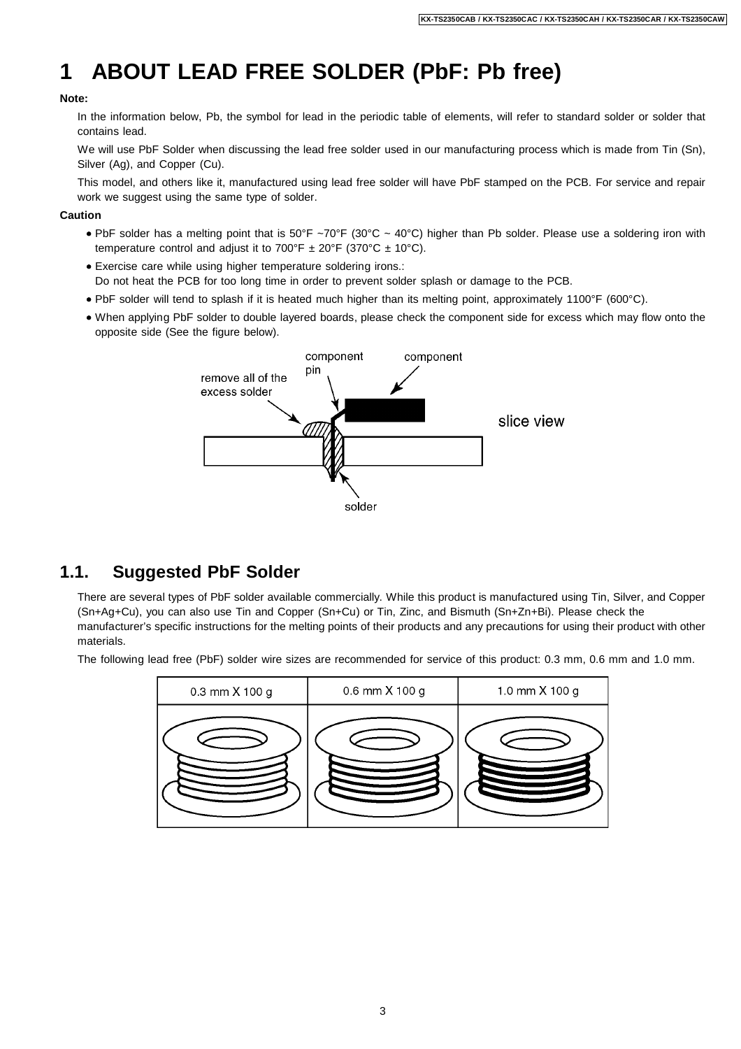# 1 ABOUT LEAD FREE SOLDER (PbF: Pb free)

**Note:**

In the information below, Pb, the symbol for lead in the periodic table of elements, will refer to standard solder or solder that contains lead.

We will use PbF Solder when discussing the lead free solder used in our manufacturing process which is made from Tin (Sn), Silver (Ag), and Copper (Cu).

This model, and others like it, manufactured using lead free solder will have PbF stamped on the PCB. For service and repair work we suggest using the same type of solder.

**Caution**

- PbF solder has a melting point that is 50°F ~70°F (30°C ~ 40°C) higher than Pb solder. Please use a soldering iron with temperature control and adjust it to 700°F ± 20°F (370°C ± 10°C).
- Exercise care while using higher temperature soldering irons.:
  Do not heat the PCB for too long time in order to prevent solder splash or damage to the PCB.
- PbF solder will tend to splash if it is heated much higher than its melting point, approximately 1100°F (600°C).
- When applying PbF solder to double layered boards, please check the component side for excess which may flow onto the opposite side (See the figure below).

component pin | component | remove all of the excess solder | slice view | solder

## 1.1. Suggested PbF Solder

There are several types of PbF solder available commercially. While this product is manufactured using Tin, Silver, and Copper (Sn+Ag+Cu), you can also use Tin and Copper (Sn+Cu) or Tin, Zinc, and Bismuth (Sn+Zn+Bi). Please check the manufacturer's specific instructions for the melting points of their products and any precautions for using their product with other materials.

The following lead free (PbF) solder wire sizes are recommended for service of this product: 0.3 mm, 0.6 mm and 1.0 mm.

| 0.3 mm X 100 g | 0.6 mm X 100 g | 1.0 mm X 100 g |
|---|---|---|
| | | |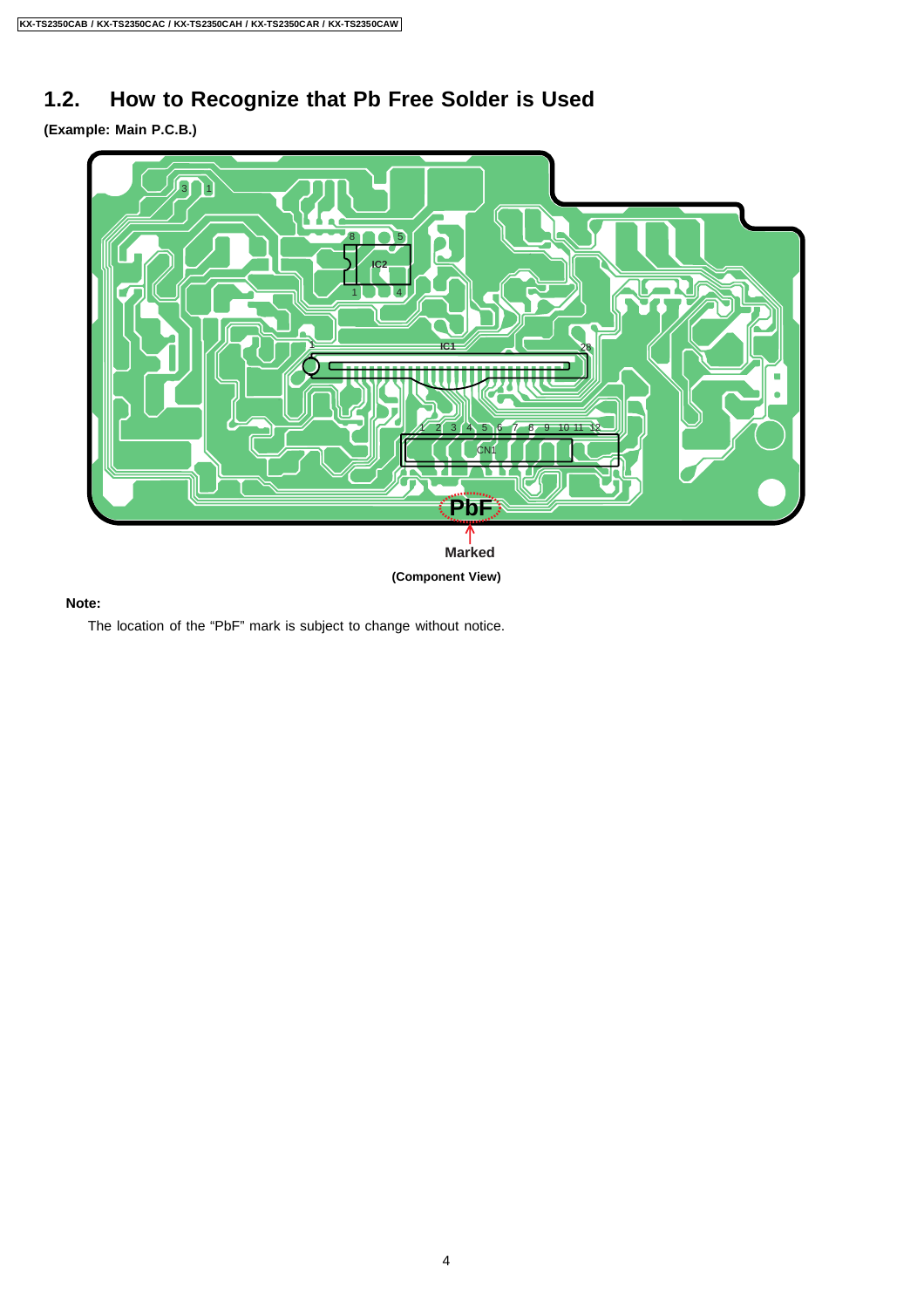## 1.2. How to Recognize that Pb Free Solder is Used

**(Example: Main P.C.B.)**

Marked

**(Component View)**

**Note:**

The location of the “PbF” mark is subject to change without notice.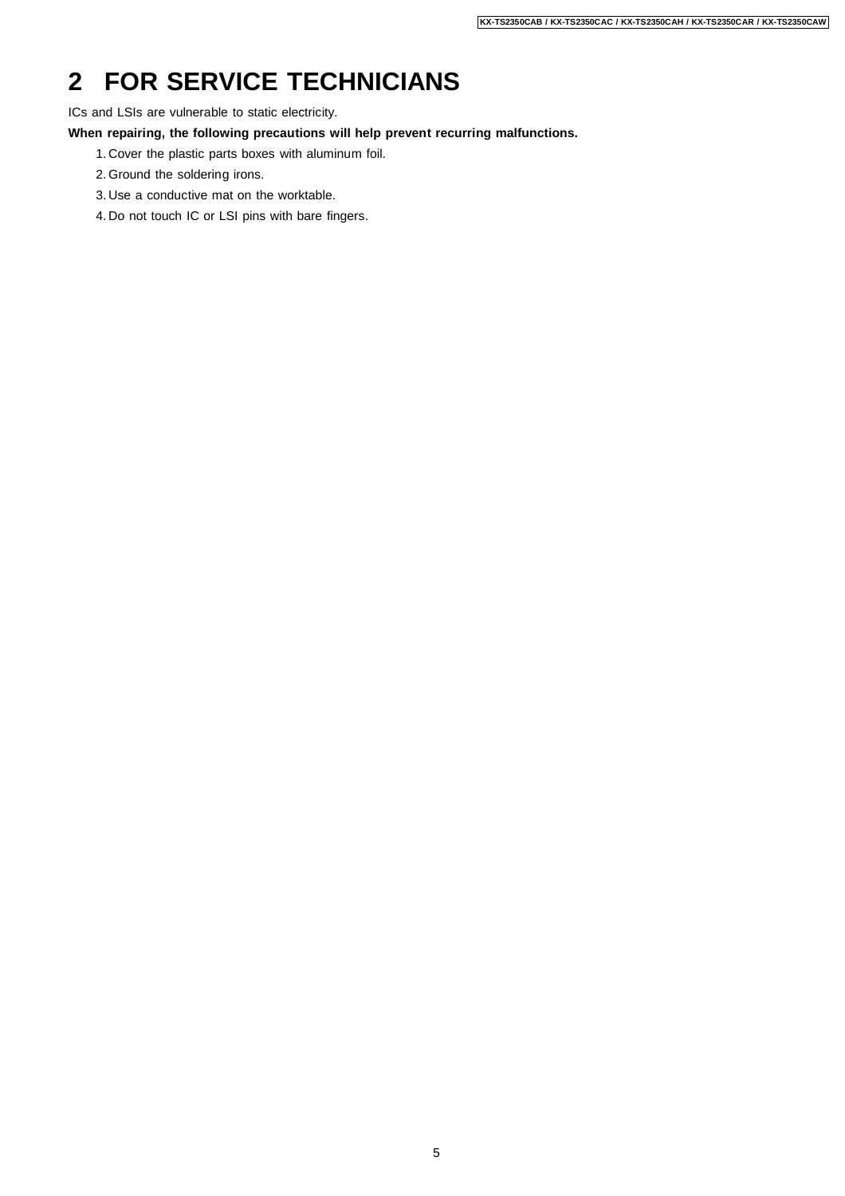# 2 FOR SERVICE TECHNICIANS

ICs and LSIs are vulnerable to static electricity.

**When repairing, the following precautions will help prevent recurring malfunctions.**

1. Cover the plastic parts boxes with aluminum foil.
2. Ground the soldering irons.
3. Use a conductive mat on the worktable.
4. Do not touch IC or LSI pins with bare fingers.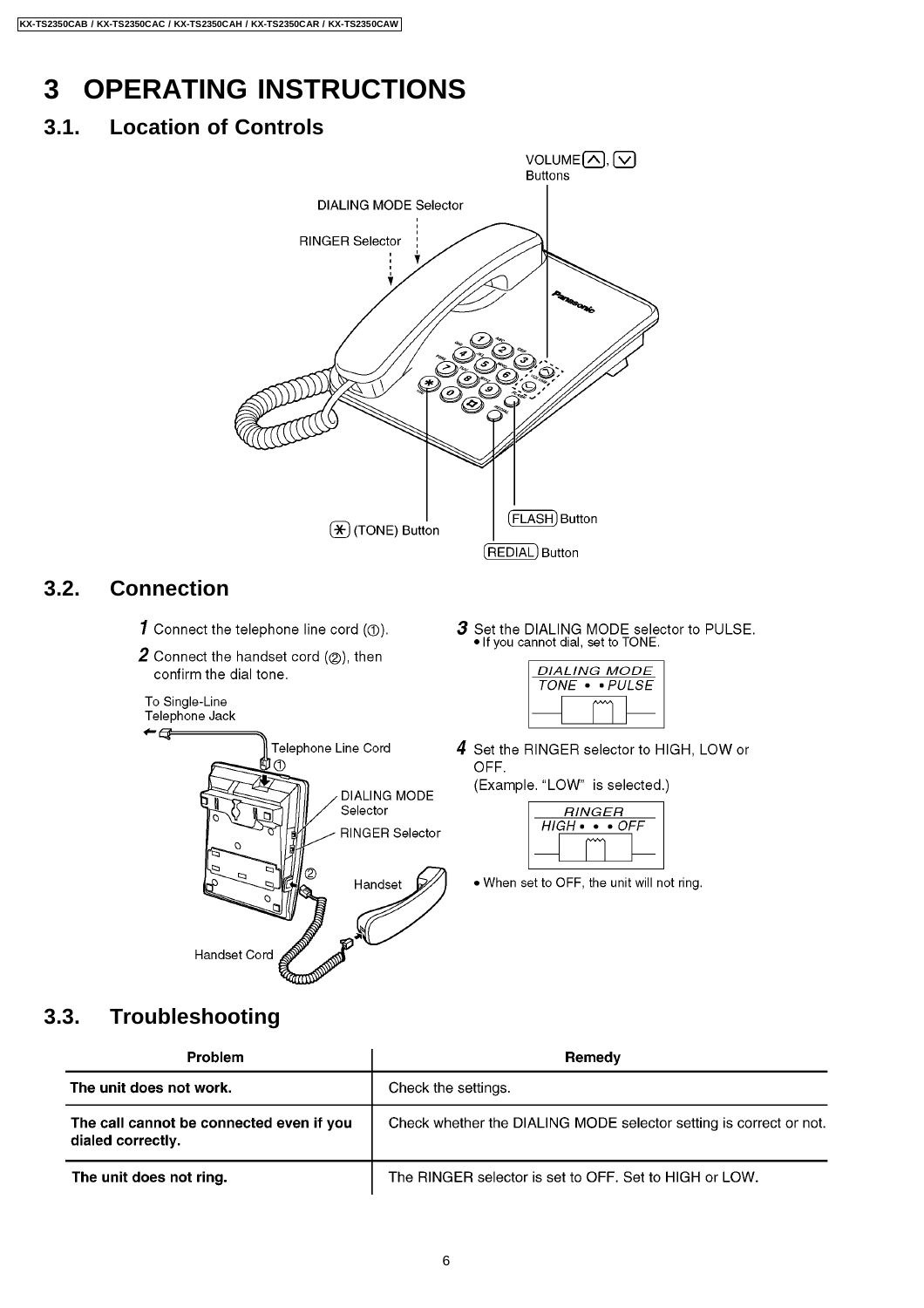# 3 OPERATING INSTRUCTIONS

## 3.1. Location of Controls

VOLUME [∧], [∨] Buttons

DIALING MODE Selector

RINGER Selector

[✱] (TONE) Button

[FLASH] Button

[REDIAL] Button

## 3.2. Connection

**1** Connect the telephone line cord (①).

**2** Connect the handset cord (②), then confirm the dial tone.

To Single-Line Telephone Jack

Telephone Line Cord ①

DIALING MODE Selector

RINGER Selector

② Handset

Handset Cord

**3** Set the DIALING MODE selector to PULSE.
- If you cannot dial, set to TONE.

*DIALING MODE*
*TONE • • PULSE*

**4** Set the RINGER selector to HIGH, LOW or OFF.
(Example. "LOW" is selected.)

*RINGER*
*HIGH • • • OFF*

- When set to OFF, the unit will not ring.

## 3.3. Troubleshooting

| Problem | Remedy |
|---|---|
| **The unit does not work.** | Check the settings. |
| **The call cannot be connected even if you dialed correctly.** | Check whether the DIALING MODE selector setting is correct or not. |
| **The unit does not ring.** | The RINGER selector is set to OFF. Set to HIGH or LOW. |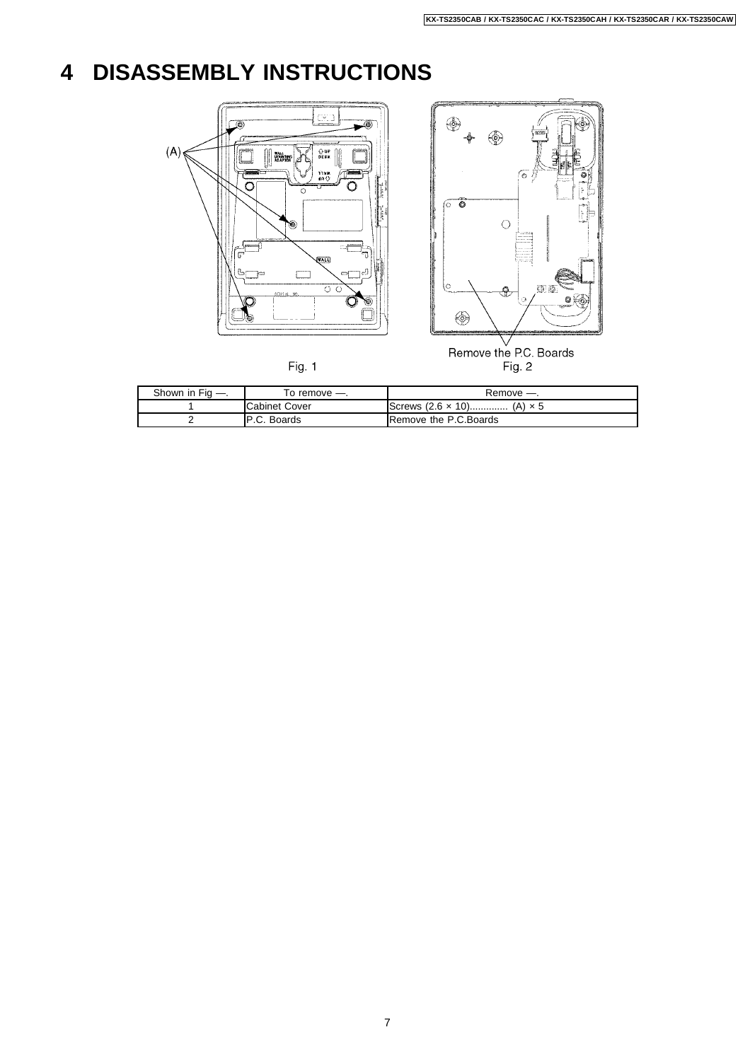# 4 DISASSEMBLY INSTRUCTIONS

(A)

Fig. 1

Remove the P.C. Boards

Fig. 2

| Shown in Fig —. | To remove —. | Remove —. |
|---|---|---|
| 1 | Cabinet Cover | Screws (2.6 × 10).............. (A) × 5 |
| 2 | P.C. Boards | Remove the P.C.Boards |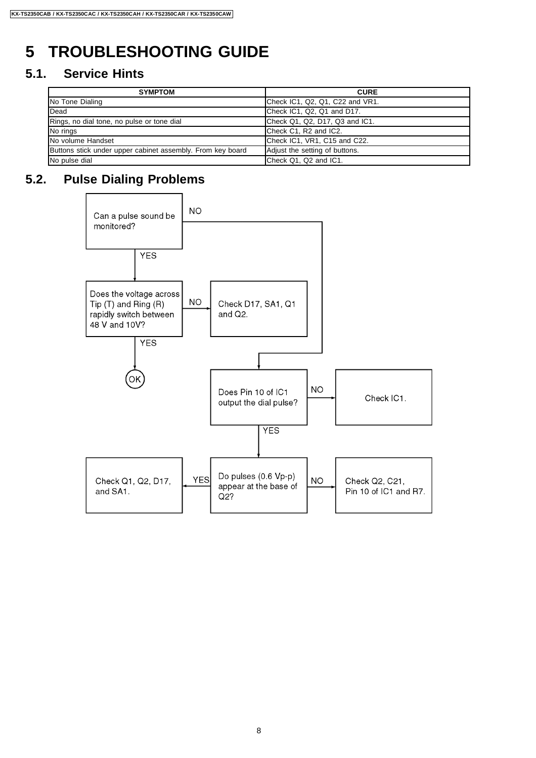# 5 TROUBLESHOOTING GUIDE

## 5.1. Service Hints

| SYMPTOM | CURE |
|---|---|
| No Tone Dialing | Check IC1, Q2, Q1, C22 and VR1. |
| Dead | Check IC1, Q2, Q1 and D17. |
| Rings, no dial tone, no pulse or tone dial | Check Q1, Q2, D17, Q3 and IC1. |
| No rings | Check C1, R2 and IC2. |
| No volume Handset | Check IC1, VR1, C15 and C22. |
| Buttons stick under upper cabinet assembly. From key board | Adjust the setting of buttons. |
| No pulse dial | Check Q1, Q2 and IC1. |

## 5.2. Pulse Dialing Problems

- Can a pulse sound be monitored?
  - YES → Does the voltage across Tip (T) and Ring (R) rapidly switch between 48 V and 10V?
    - YES → OK
    - NO → Check D17, SA1, Q1 and Q2.
  - NO → Does Pin 10 of IC1 output the dial pulse?
    - NO → Check IC1.
    - YES → Do pulses (0.6 Vp-p) appear at the base of Q2?
      - YES → Check Q1, Q2, D17, and SA1.
      - NO → Check Q2, C21, Pin 10 of IC1 and R7.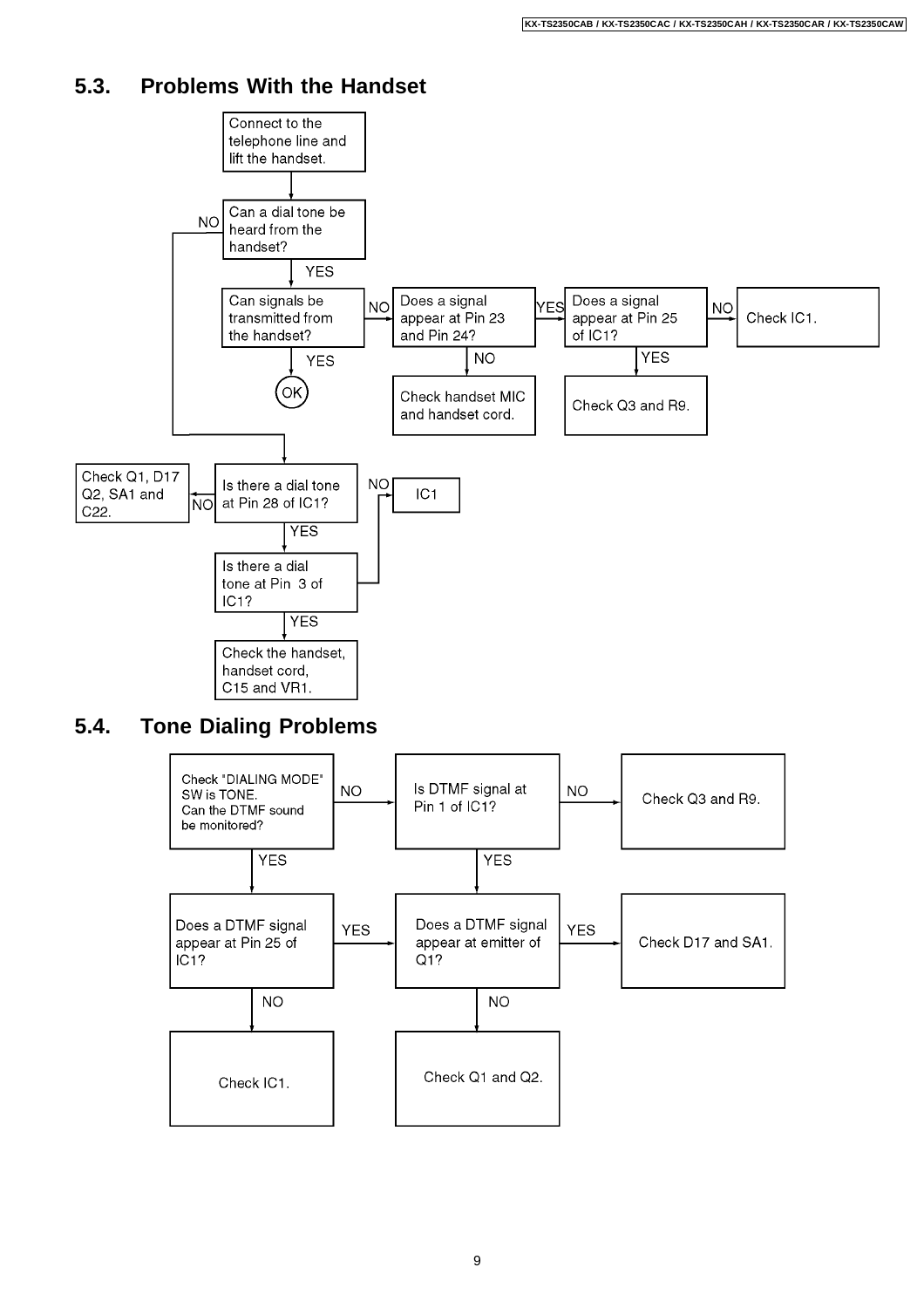## 5.3. Problems With the Handset

Connect to the telephone line and lift the handset.

↓

Can a dial tone be heard from the handset?

- **YES** → Can signals be transmitted from the handset?
  - **YES** → OK
  - **NO** → Does a signal appear at Pin 23 and Pin 24?
    - **NO** → Check handset MIC and handset cord.
    - **YES** → Does a signal appear at Pin 25 of IC1?
      - **YES** → Check Q3 and R9.
      - **NO** → Check IC1.
- **NO** → Is there a dial tone at Pin 28 of IC1?
  - **NO** → Check Q1, D17 Q2, SA1 and C22.
  - **YES** → Is there a dial tone at Pin 3 of IC1?
    - **NO** → IC1
    - **YES** → Check the handset, handset cord, C15 and VR1.

## 5.4. Tone Dialing Problems

Check "DIALING MODE" SW is TONE.
Can the DTMF sound be monitored?

- **NO** → Is DTMF signal at Pin 1 of IC1?
  - **NO** → Check Q3 and R9.
  - **YES** → Does a DTMF signal appear at emitter of Q1?
    - **YES** → Check D17 and SA1.
    - **NO** → Check Q1 and Q2.
- **YES** → Does a DTMF signal appear at Pin 25 of IC1?
  - **YES** → Does a DTMF signal appear at emitter of Q1?
  - **NO** → Check IC1.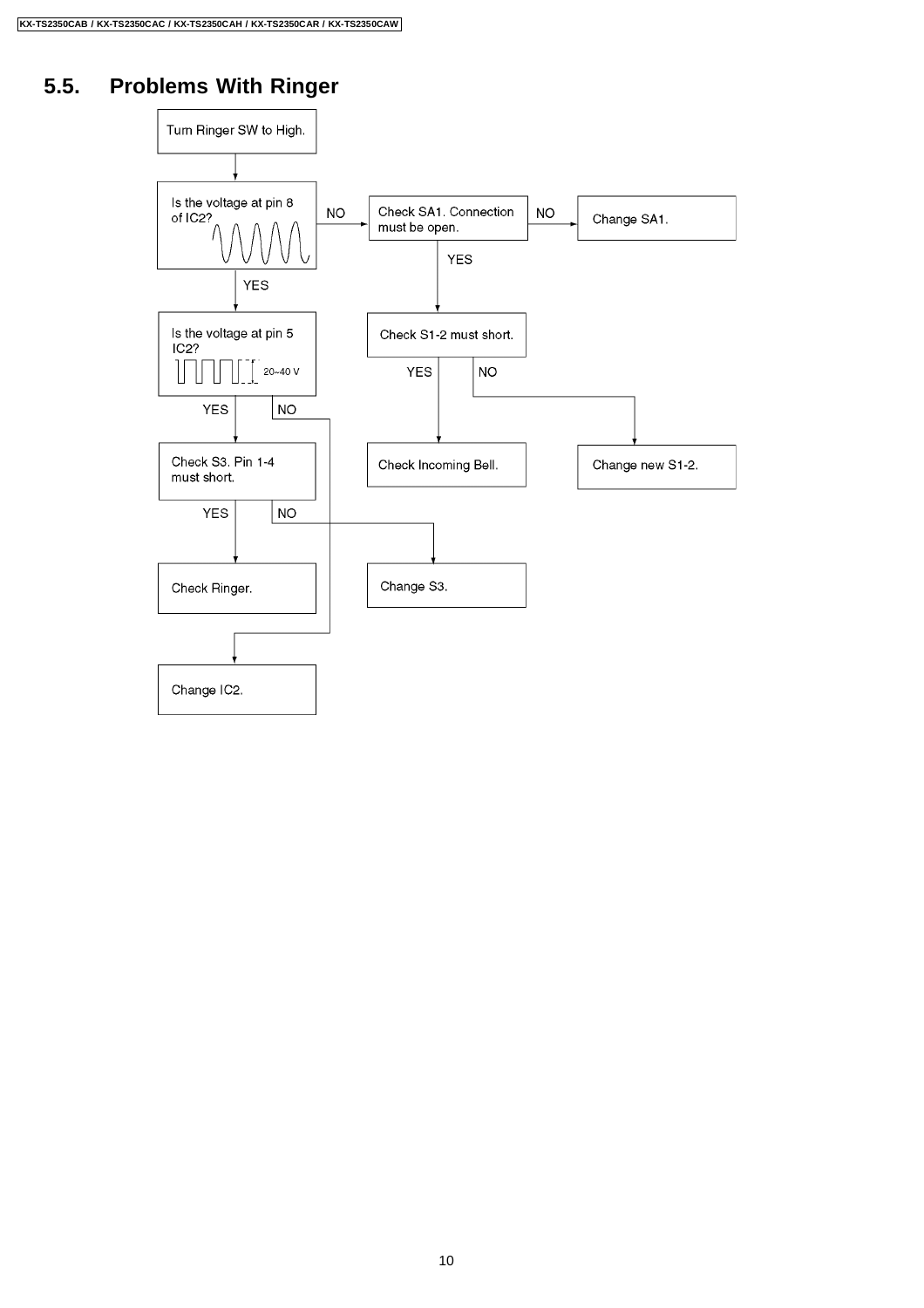## 5.5. Problems With Ringer

Turn Ringer SW to High.

↓

Is the voltage at pin 8 of IC2? (sine waveform)

- NO → Check SA1. Connection must be open.
  - NO → Change SA1.
  - YES → Check S1-2 must short.
    - YES → Check Incoming Bell.
    - NO → Change new S1-2.
- YES → Is the voltage at pin 5 IC2? (square waveform, 20~40 V)
  - NO → Change IC2.
  - YES → Check S3. Pin 1-4 must short.
    - YES → Check Ringer.
    - NO → Change S3.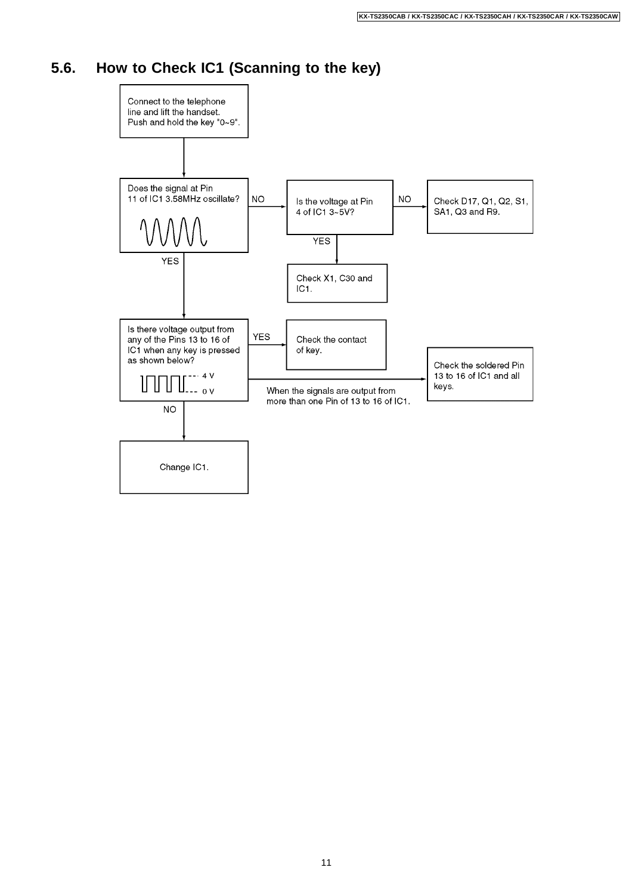## 5.6. How to Check IC1 (Scanning to the key)

Connect to the telephone line and lift the handset. Push and hold the key "0~9".

Does the signal at Pin 11 of IC1 3.58MHz oscillate?

- NO → Is the voltage at Pin 4 of IC1 3~5V?
  - NO → Check D17, Q1, Q2, S1, SA1, Q3 and R9.
  - YES → Check X1, C30 and IC1.
- YES → Is there voltage output from any of the Pins 13 to 16 of IC1 when any key is pressed as shown below? (4 V / 0 V)
  - YES → Check the contact of key.
  - When the signals are output from more than one Pin of 13 to 16 of IC1. → Check the soldered Pin 13 to 16 of IC1 and all keys.
  - NO → Change IC1.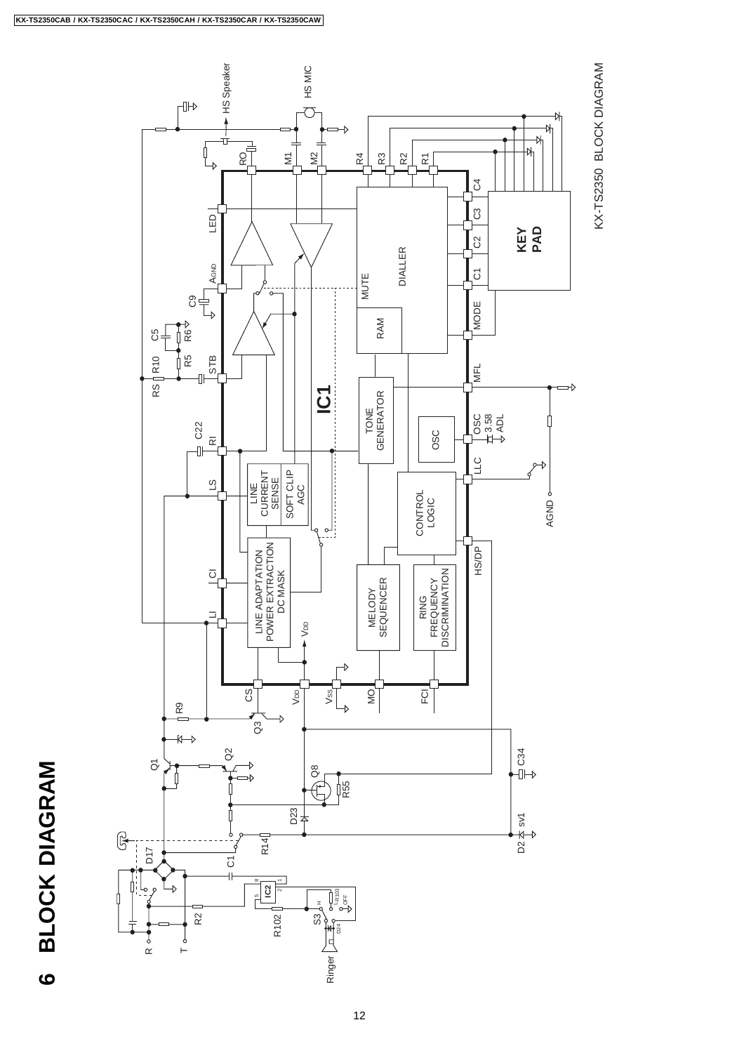# 6 BLOCK DIAGRAM

KX-TS2350 BLOCK DIAGRAM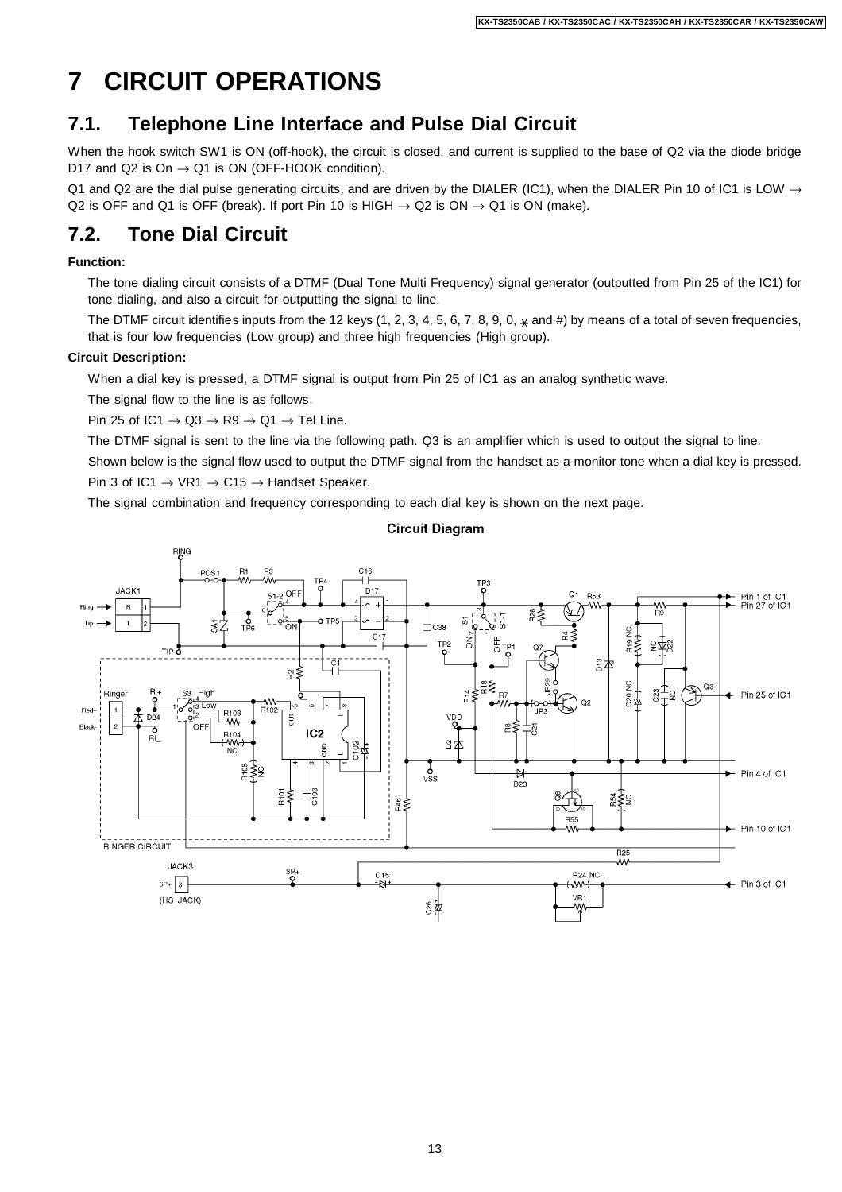# 7 CIRCUIT OPERATIONS

## 7.1. Telephone Line Interface and Pulse Dial Circuit

When the hook switch SW1 is ON (off-hook), the circuit is closed, and current is supplied to the base of Q2 via the diode bridge D17 and Q2 is On → Q1 is ON (OFF-HOOK condition).

Q1 and Q2 are the dial pulse generating circuits, and are driven by the DIALER (IC1), when the DIALER Pin 10 of IC1 is LOW → Q2 is OFF and Q1 is OFF (break). If port Pin 10 is HIGH → Q2 is ON → Q1 is ON (make).

## 7.2. Tone Dial Circuit

**Function:**

The tone dialing circuit consists of a DTMF (Dual Tone Multi Frequency) signal generator (outputted from Pin 25 of the IC1) for tone dialing, and also a circuit for outputting the signal to line.

The DTMF circuit identifies inputs from the 12 keys (1, 2, 3, 4, 5, 6, 7, 8, 9, 0, * and #) by means of a total of seven frequencies, that is four low frequencies (Low group) and three high frequencies (High group).

**Circuit Description:**

When a dial key is pressed, a DTMF signal is output from Pin 25 of IC1 as an analog synthetic wave.

The signal flow to the line is as follows.

Pin 25 of IC1 → Q3 → R9 → Q1 → Tel Line.

The DTMF signal is sent to the line via the following path. Q3 is an amplifier which is used to output the signal to line.

Shown below is the signal flow used to output the DTMF signal from the handset as a monitor tone when a dial key is pressed.

Pin 3 of IC1 → VR1 → C15 → Handset Speaker.

The signal combination and frequency corresponding to each dial key is shown on the next page.

**Circuit Diagram**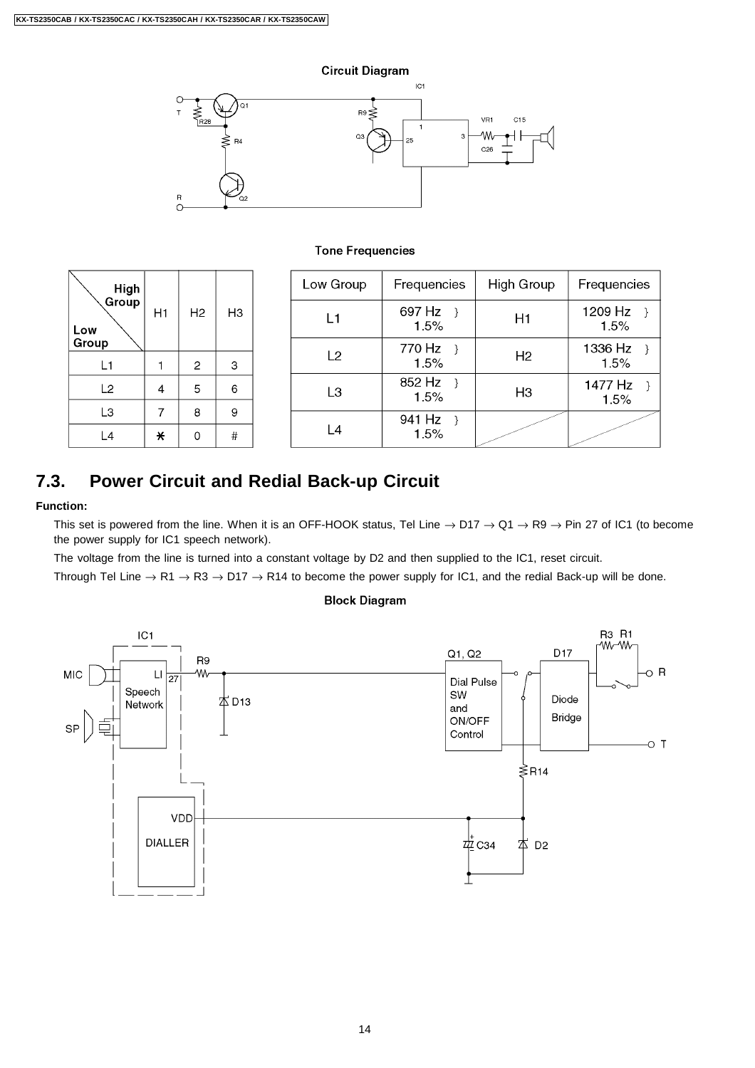**Circuit Diagram**

**Tone Frequencies**

| High Group / Low Group | H1 | H2 | H3 |
|---|---|---|---|
| L1 | 1 | 2 | 3 |
| L2 | 4 | 5 | 6 |
| L3 | 7 | 8 | 9 |
| L4 | * | 0 | # |

| Low Group | Frequencies | High Group | Frequencies |
|---|---|---|---|
| L1 | 697 Hz } 1.5% | H1 | 1209 Hz } 1.5% |
| L2 | 770 Hz } 1.5% | H2 | 1336 Hz } 1.5% |
| L3 | 852 Hz } 1.5% | H3 | 1477 Hz } 1.5% |
| L4 | 941 Hz } 1.5% | | |

## 7.3. Power Circuit and Redial Back-up Circuit

**Function:**

This set is powered from the line. When it is an OFF-HOOK status, Tel Line → D17 → Q1 → R9 → Pin 27 of IC1 (to become the power supply for IC1 speech network).

The voltage from the line is turned into a constant voltage by D2 and then supplied to the IC1, reset circuit.

Through Tel Line → R1 → R3 → D17 → R14 to become the power supply for IC1, and the redial Back-up will be done.

**Block Diagram**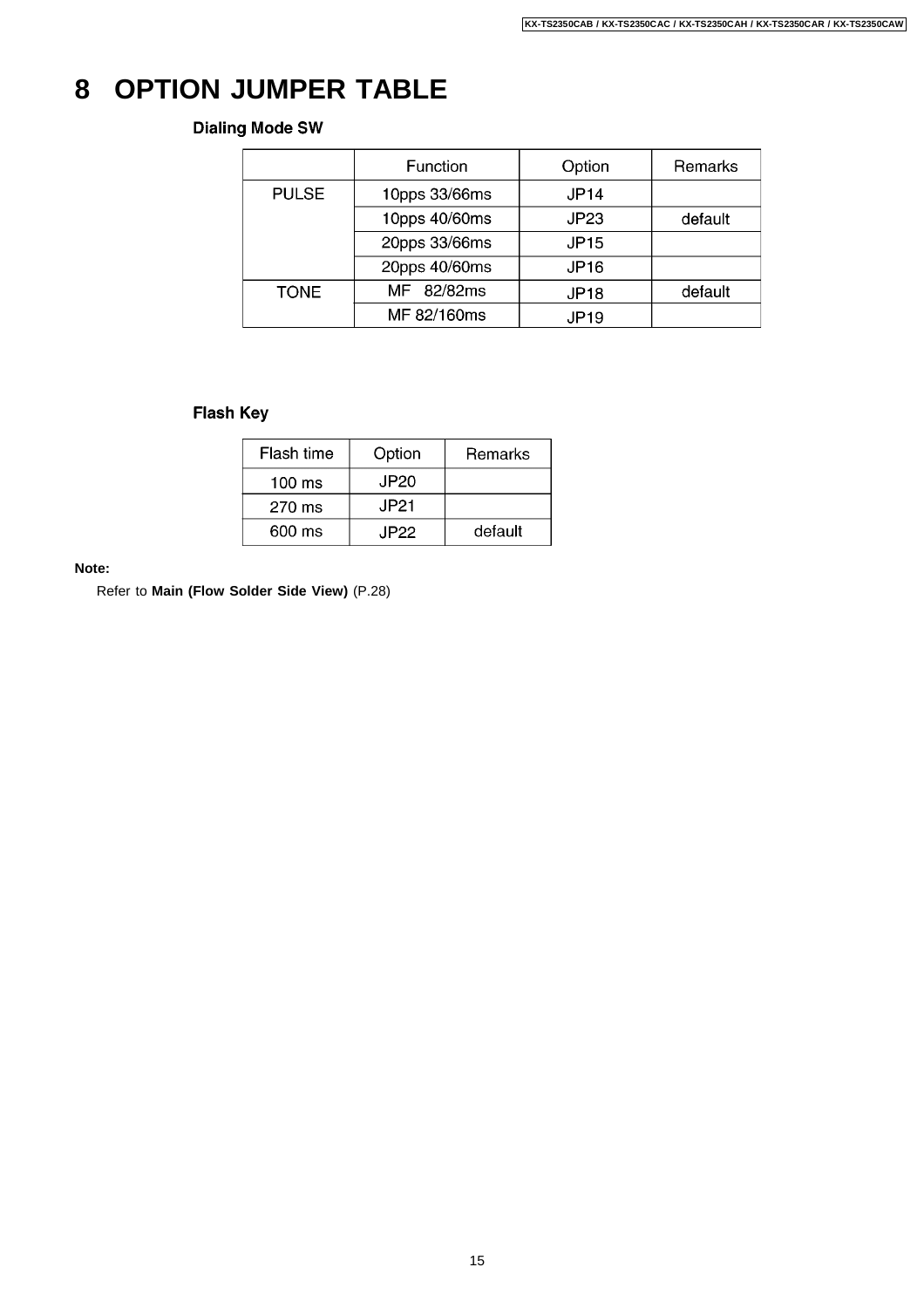# 8 OPTION JUMPER TABLE

### Dialing Mode SW

| | Function | Option | Remarks |
|---|---|---|---|
| PULSE | 10pps 33/66ms | JP14 | |
| | 10pps 40/60ms | JP23 | default |
| | 20pps 33/66ms | JP15 | |
| | 20pps 40/60ms | JP16 | |
| TONE | MF 82/82ms | JP18 | default |
| | MF 82/160ms | JP19 | |

### Flash Key

| Flash time | Option | Remarks |
|---|---|---|
| 100 ms | JP20 | |
| 270 ms | JP21 | |
| 600 ms | JP22 | default |

**Note:**

Refer to **Main (Flow Solder Side View)** (P.28)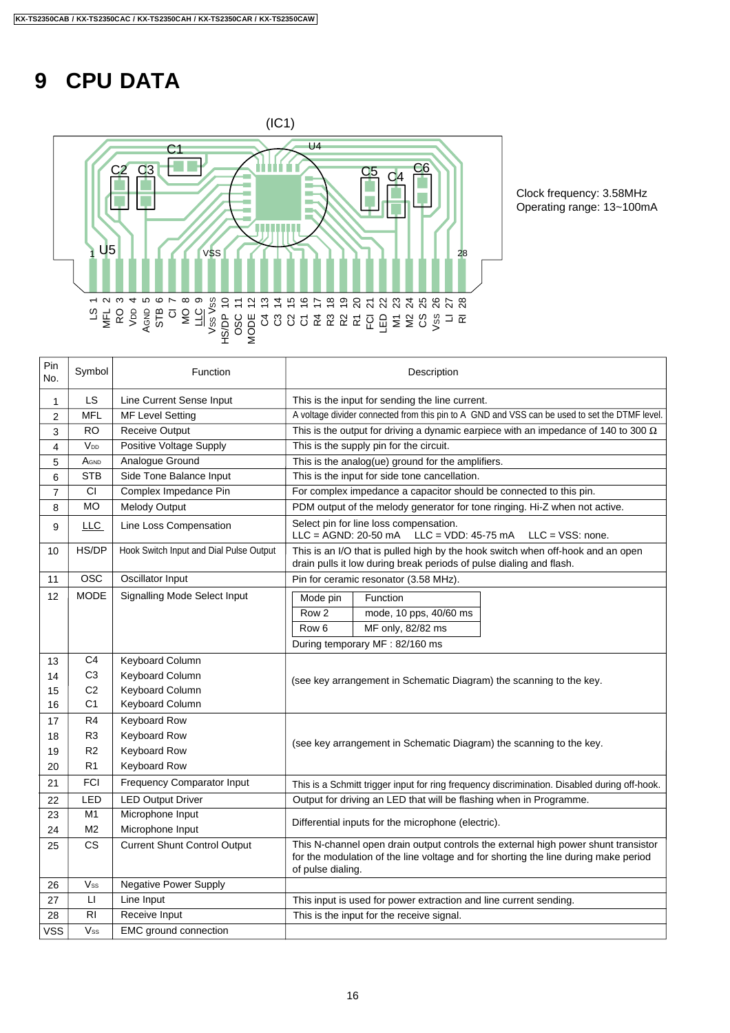# 9 CPU DATA

(IC1)

Clock frequency: 3.58MHz
Operating range: 13~100mA

| Pin No. | Symbol | Function | Description |
|---|---|---|---|
| 1 | LS | Line Current Sense Input | This is the input for sending the line current. |
| 2 | MFL | MF Level Setting | A voltage divider connected from this pin to A GND and VSS can be used to set the DTMF level. |
| 3 | RO | Receive Output | This is the output for driving a dynamic earpiece with an impedance of 140 to 300 Ω |
| 4 | $V_{DD}$ | Positive Voltage Supply | This is the supply pin for the circuit. |
| 5 | $A_{GND}$ | Analogue Ground | This is the analog(ue) ground for the amplifiers. |
| 6 | STB | Side Tone Balance Input | This is the input for side tone cancellation. |
| 7 | CI | Complex Impedance Pin | For complex impedance a capacitor should be connected to this pin. |
| 8 | MO | Melody Output | PDM output of the melody generator for tone ringing. Hi-Z when not active. |
| 9 | LLC | Line Loss Compensation | Select pin for line loss compensation. LLC = AGND: 20-50 mA LLC = VDD: 45-75 mA LLC = VSS: none. |
| 10 | HS/DP | Hook Switch Input and Dial Pulse Output | This is an I/O that is pulled high by the hook switch when off-hook and an open drain pulls it low during break periods of pulse dialing and flash. |
| 11 | OSC | Oscillator Input | Pin for ceramic resonator (3.58 MHz). |
| 12 | MODE | Signalling Mode Select Input | Mode pin / Function: Row 2 — mode, 10 pps, 40/60 ms; Row 6 — MF only, 82/82 ms. During temporary MF : 82/160 ms |
| 13 | C4 | Keyboard Column | (see key arrangement in Schematic Diagram) the scanning to the key. |
| 14 | C3 | Keyboard Column | |
| 15 | C2 | Keyboard Column | |
| 16 | C1 | Keyboard Column | |
| 17 | R4 | Keyboard Row | (see key arrangement in Schematic Diagram) the scanning to the key. |
| 18 | R3 | Keyboard Row | |
| 19 | R2 | Keyboard Row | |
| 20 | R1 | Keyboard Row | |
| 21 | FCI | Frequency Comparator Input | This is a Schmitt trigger input for ring frequency discrimination. Disabled during off-hook. |
| 22 | LED | LED Output Driver | Output for driving an LED that will be flashing when in Programme. |
| 23 | M1 | Microphone Input | Differential inputs for the microphone (electric). |
| 24 | M2 | Microphone Input | |
| 25 | CS | Current Shunt Control Output | This N-channel open drain output controls the external high power shunt transistor for the modulation of the line voltage and for shorting the line during make period of pulse dialing. |
| 26 | $V_{SS}$ | Negative Power Supply | |
| 27 | LI | Line Input | This input is used for power extraction and line current sending. |
| 28 | RI | Receive Input | This is the input for the receive signal. |
| VSS | $V_{SS}$ | EMC ground connection | |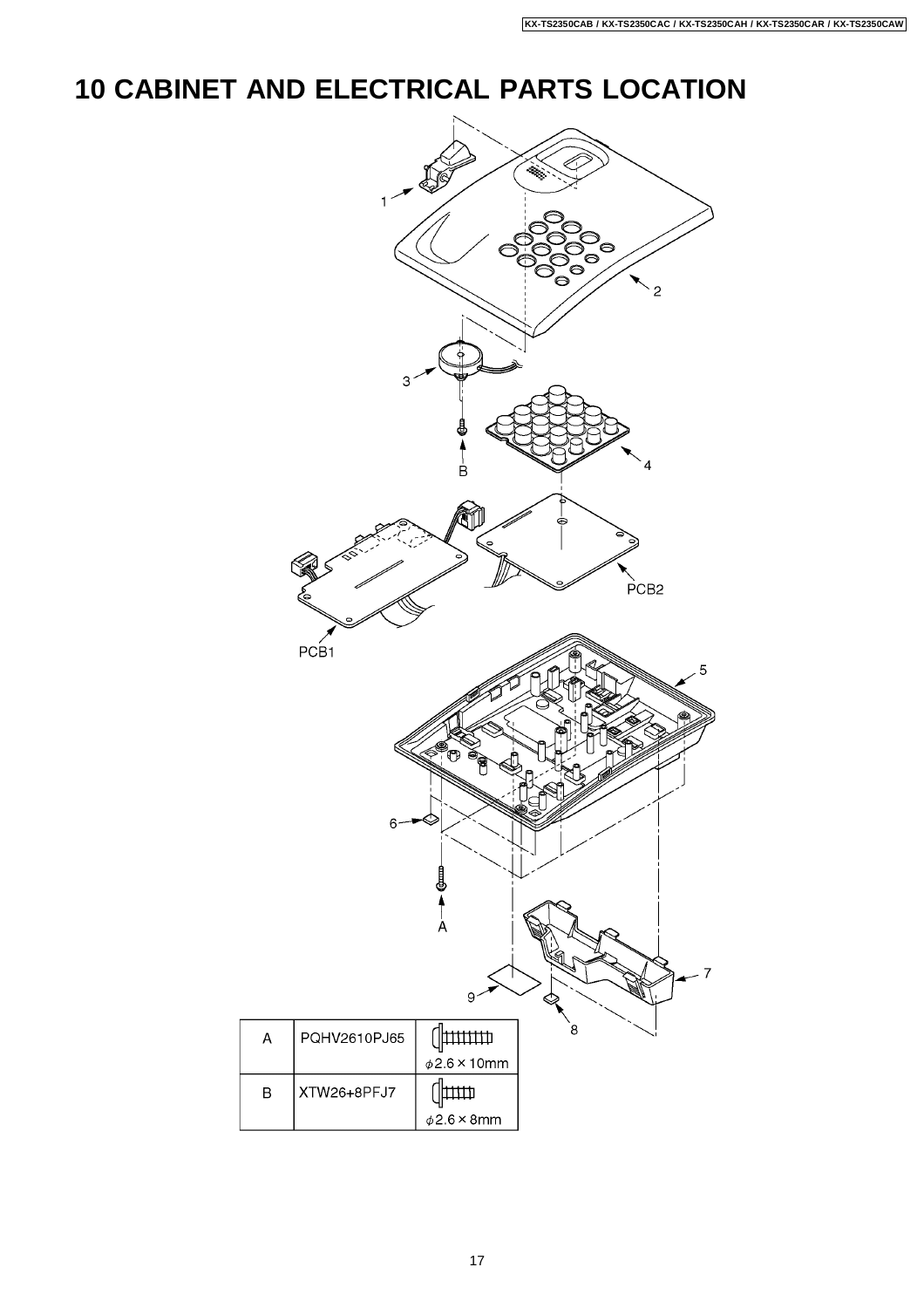# 10 CABINET AND ELECTRICAL PARTS LOCATION

| | | |
|---|---|---|
| A | PQHV2610PJ65 | $\phi$2.6 × 10mm |
| B | XTW26+8PFJ7 | $\phi$2.6 × 8mm |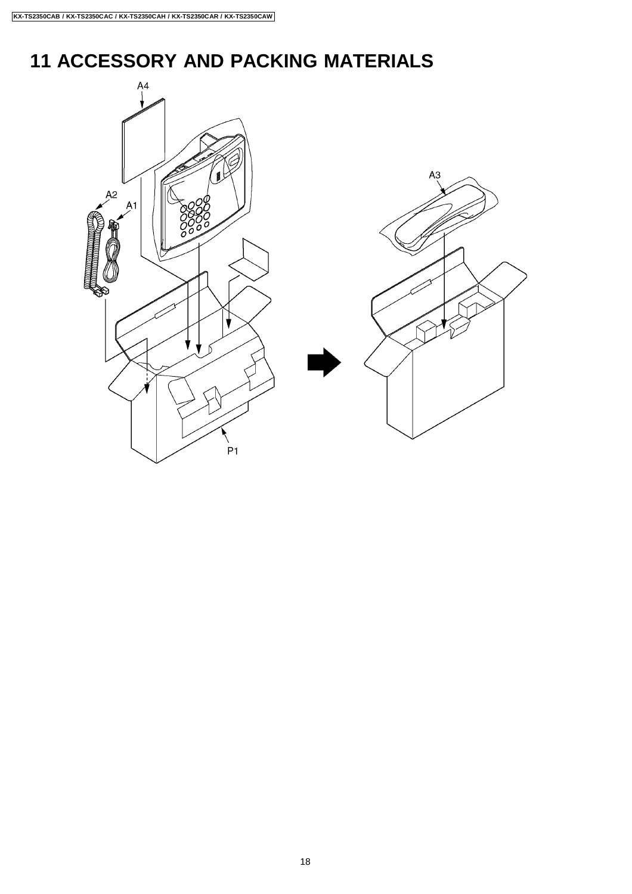# 11 ACCESSORY AND PACKING MATERIALS

A4

A2

A1

A3

P1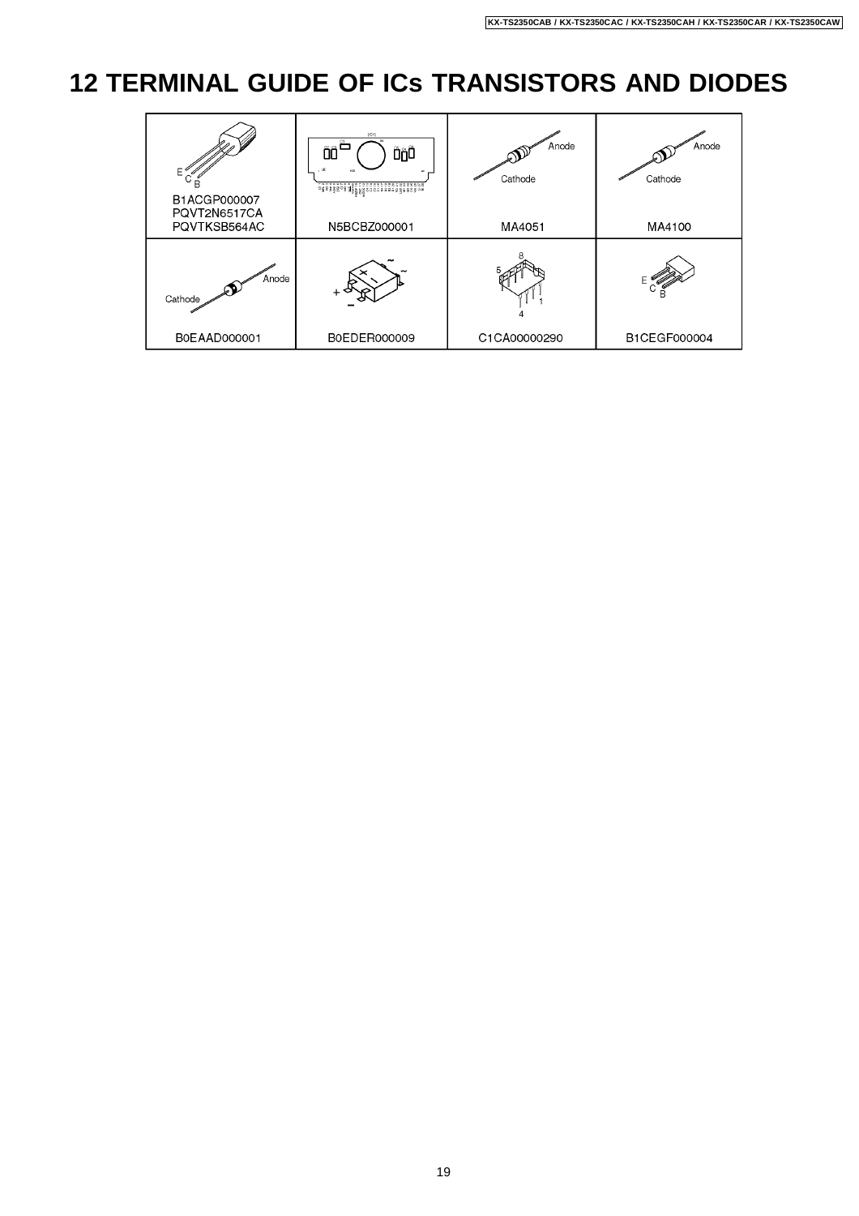# 12 TERMINAL GUIDE OF ICs TRANSISTORS AND DIODES

| E C B<br>B1ACGP000007<br>PQVT2N6517CA<br>PQVTKSB564AC | N5BCBZ000001 | Anode<br>Cathode<br>MA4051 | Anode<br>Cathode<br>MA4100 |
|---|---|---|---|
| Anode<br>Cathode<br>B0EAAD000001 | + − ~ ~<br>B0EDER000009 | 8 5 1 4<br>C1CA00000290 | E C B<br>B1CEGF000004 |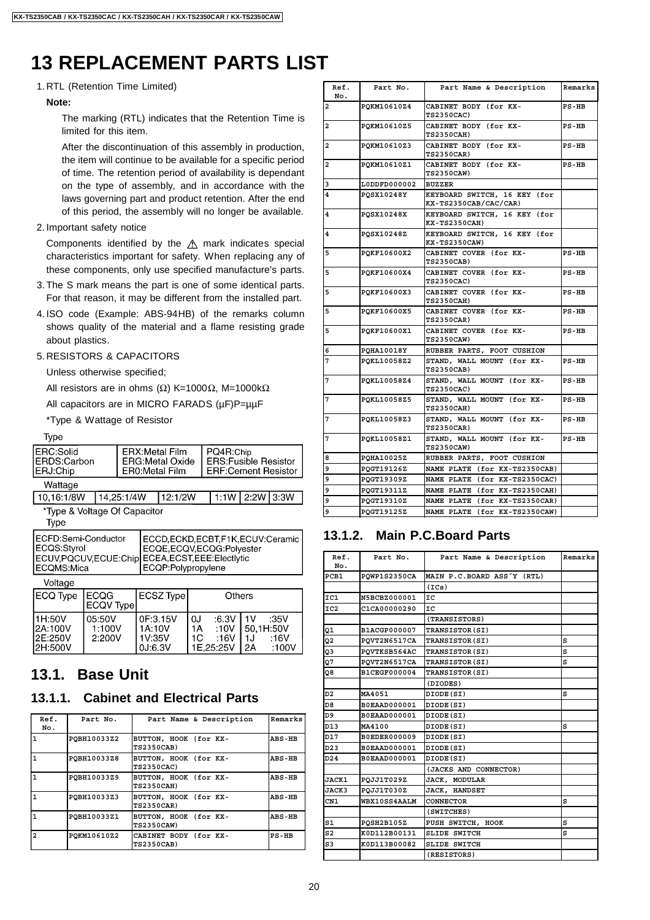# 13 REPLACEMENT PARTS LIST

1. RTL (Retention Time Limited)

   **Note:**

   The marking (RTL) indicates that the Retention Time is limited for this item.

   After the discontinuation of this assembly in production, the item will continue to be available for a specific period of time. The retention period of availability is dependant on the type of assembly, and in accordance with the laws governing part and product retention. After the end of this period, the assembly will no longer be available.

2. Important safety notice

   Components identified by the ⚠ mark indicates special characteristics important for safety. When replacing any of these components, only use specified manufacture's parts.

3. The S mark means the part is one of some identical parts. For that reason, it may be different from the installed part.

4. ISO code (Example: ABS-94HB) of the remarks column shows quality of the material and a flame resisting grade about plastics.

5. RESISTORS & CAPACITORS

   Unless otherwise specified;

   All resistors are in ohms (Ω) K=1000Ω, M=1000kΩ

   All capacitors are in MICRO FARADS (μF)P=μμF

   *Type & Wattage of Resistor

Type

| | | |
|---|---|---|
| ERC:Solid<br>ERDS:Carbon<br>ERJ:Chip | ERX:Metal Film<br>ERG:Metal Oxide<br>ER0:Metal Film | PQ4R:Chip<br>ERS:Fusible Resistor<br>ERF:Cement Resistor |

Wattage

| | | | | | |
|---|---|---|---|---|---|
| 10,16:1/8W | 14,25:1/4W | 12:1/2W | 1:1W | 2:2W | 3:3W |

*Type & Voltage Of Capacitor

Type

| | |
|---|---|
| ECFD:Semi-Conductor<br>ECQS:Styrol<br>ECUV,PQCUV,ECUE:Chip<br>ECQMS:Mica | ECCD,ECKD,ECBT,F1K,ECUV:Ceramic<br>ECQE,ECQV,ECQG:Polyester<br>ECEA,ECST,EEE:Electlytic<br>ECQP:Polypropylene |

Voltage

| ECQ Type | ECQG<br>ECQV Type | ECSZ Type | Others | |
|---|---|---|---|---|
| 1H:50V<br>2A:100V<br>2E:250V<br>2H:500V | 05:50V<br>1:100V<br>2:200V | 0F:3.15V<br>1A:10V<br>1V:35V<br>0J:6.3V | 0J :6.3V<br>1A :10V<br>1C :16V<br>1E,25:25V | 1V :35V<br>50,1H:50V<br>1J :16V<br>2A :100V |

## 13.1. Base Unit

### 13.1.1. Cabinet and Electrical Parts

| Ref. No. | Part No. | Part Name & Description | Remarks |
|---|---|---|---|
| 1 | PQBH10033Z2 | BUTTON, HOOK (for KX-TS2350CAB) | ABS-HB |
| 1 | PQBH10033Z8 | BUTTON, HOOK (for KX-TS2350CAC) | ABS-HB |
| 1 | PQBH10033Z9 | BUTTON, HOOK (for KX-TS2350CAH) | ABS-HB |
| 1 | PQBH10033Z3 | BUTTON, HOOK (for KX-TS2350CAR) | ABS-HB |
| 1 | PQBH10033Z1 | BUTTON, HOOK (for KX-TS2350CAW) | ABS-HB |
| 2 | PQKM10610Z2 | CABINET BODY (for KX-TS2350CAB) | PS-HB |
| 2 | PQKM10610Z4 | CABINET BODY (for KX-TS2350CAC) | PS-HB |
| 2 | PQKM10610Z5 | CABINET BODY (for KX-TS2350CAH) | PS-HB |
| 2 | PQKM10610Z3 | CABINET BODY (for KX-TS2350CAR) | PS-HB |
| 2 | PQKM10610Z1 | CABINET BODY (for KX-TS2350CAW) | PS-HB |
| 3 | L0DDFD000002 | BUZZER | |
| 4 | PQSX10248Y | KEYBOARD SWITCH, 16 KEY (for KX-TS2350CAB/CAC/CAR) | |
| 4 | PQSX10248X | KEYBOARD SWITCH, 16 KEY (for KX-TS2350CAH) | |
| 4 | PQSX10248Z | KEYBOARD SWITCH, 16 KEY (for KX-TS2350CAW) | |
| 5 | PQKF10600X2 | CABINET COVER (for KX-TS2350CAB) | PS-HB |
| 5 | PQKF10600X4 | CABINET COVER (for KX-TS2350CAC) | PS-HB |
| 5 | PQKF10600X3 | CABINET COVER (for KX-TS2350CAH) | PS-HB |
| 5 | PQKF10600X5 | CABINET COVER (for KX-TS2350CAR) | PS-HB |
| 5 | PQKF10600X1 | CABINET COVER (for KX-TS2350CAW) | PS-HB |
| 6 | PQHA10018Y | RUBBER PARTS, FOOT CUSHION | |
| 7 | PQKL10058Z2 | STAND, WALL MOUNT (for KX-TS2350CAB) | PS-HB |
| 7 | PQKL10058Z4 | STAND, WALL MOUNT (for KX-TS2350CAC) | PS-HB |
| 7 | PQKL10058Z5 | STAND, WALL MOUNT (for KX-TS2350CAH) | PS-HB |
| 7 | PQKL10058Z3 | STAND, WALL MOUNT (for KX-TS2350CAR) | PS-HB |
| 7 | PQKL10058Z1 | STAND, WALL MOUNT (for KX-TS2350CAW) | PS-HB |
| 8 | PQHA10025Z | RUBBER PARTS, FOOT CUSHION | |
| 9 | PQGT19126Z | NAME PLATE (for KX-TS2350CAB) | |
| 9 | PQGT19309Z | NAME PLATE (for KX-TS2350CAC) | |
| 9 | PQGT19311Z | NAME PLATE (for KX-TS2350CAH) | |
| 9 | PQGT19310Z | NAME PLATE (for KX-TS2350CAR) | |
| 9 | PQGT19125Z | NAME PLATE (for KX-TS2350CAW) | |

### 13.1.2. Main P.C.Board Parts

| Ref. No. | Part No. | Part Name & Description | Remarks |
|---|---|---|---|
| PCB1 | PQWP1S2350CA | MAIN P.C.BOARD ASS'Y (RTL) | |
| | | (ICs) | |
| IC1 | N5BCBZ000001 | IC | |
| IC2 | C1CA00000290 | IC | |
| | | (TRANSISTORS) | |
| Q1 | B1ACGP000007 | TRANSISTOR(SI) | |
| Q2 | PQVT2N6517CA | TRANSISTOR(SI) | S |
| Q3 | PQVTKSB564AC | TRANSISTOR(SI) | S |
| Q7 | PQVT2N6517CA | TRANSISTOR(SI) | S |
| Q8 | B1CEGF000004 | TRANSISTOR(SI) | |
| | | (DIODES) | |
| D2 | MA4051 | DIODE(SI) | S |
| D8 | B0EAAD000001 | DIODE(SI) | |
| D9 | B0EAAD000001 | DIODE(SI) | |
| D13 | MA4100 | DIODE(SI) | S |
| D17 | B0EDER000009 | DIODE(SI) | |
| D23 | B0EAAD000001 | DIODE(SI) | |
| D24 | B0EAAD000001 | DIODE(SI) | |
| | | (JACKS AND CONNECTOR) | |
| JACK1 | PQJJ1T029Z | JACK, MODULAR | |
| JACK3 | PQJJ1T030Z | JACK, HANDSET | |
| CN1 | WBX10SS4AALM | CONNECTOR | S |
| | | (SWITCHES) | |
| S1 | PQSH2B105Z | PUSH SWITCH, HOOK | S |
| S2 | K0D112B00131 | SLIDE SWITCH | S |
| S3 | K0D113B00082 | SLIDE SWITCH | |
| | | (RESISTORS) | |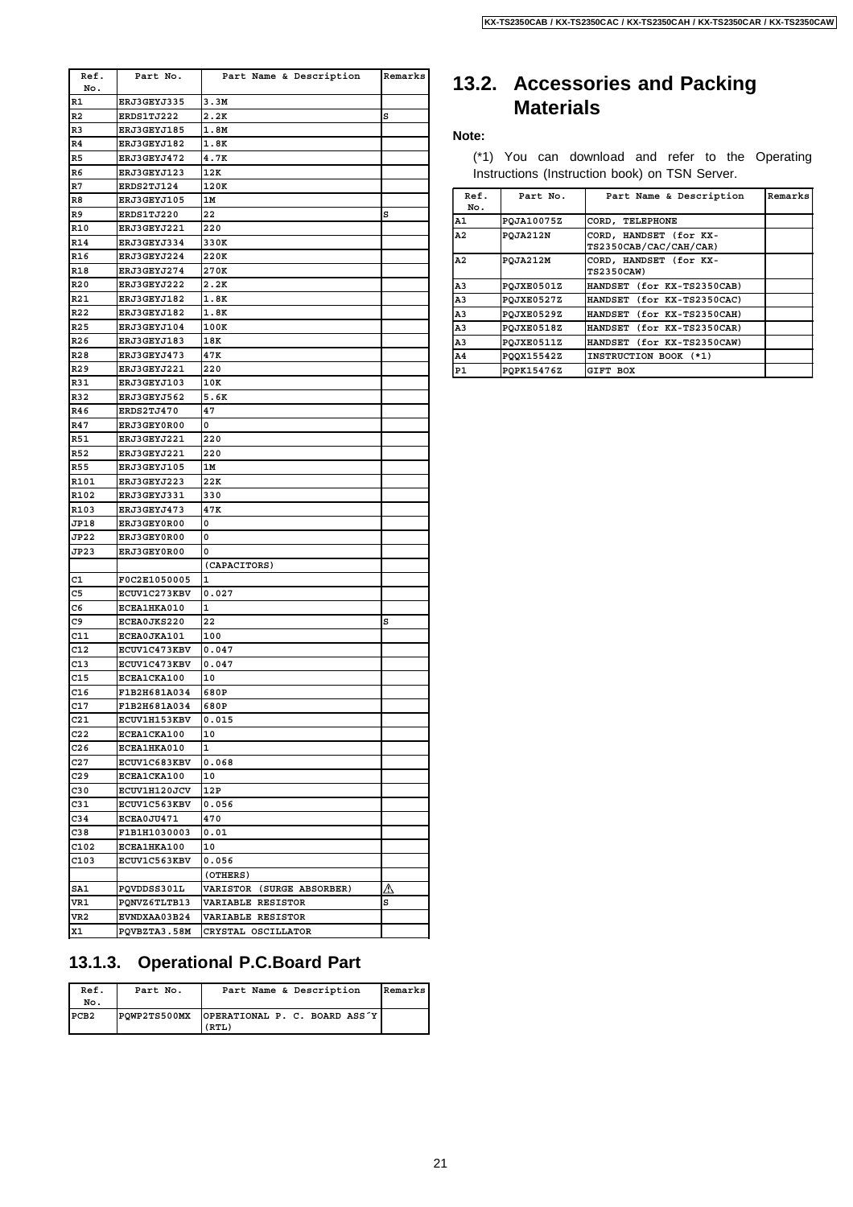| Ref. No. | Part No. | Part Name & Description | Remarks |
|---|---|---|---|
| R1 | ERJ3GEYJ335 | 3.3M | |
| R2 | ERDS1TJ222 | 2.2K | S |
| R3 | ERJ3GEYJ185 | 1.8M | |
| R4 | ERJ3GEYJ182 | 1.8K | |
| R5 | ERJ3GEYJ472 | 4.7K | |
| R6 | ERJ3GEYJ123 | 12K | |
| R7 | ERDS2TJ124 | 120K | |
| R8 | ERJ3GEYJ105 | 1M | |
| R9 | ERDS1TJ220 | 22 | S |
| R10 | ERJ3GEYJ221 | 220 | |
| R14 | ERJ3GEYJ334 | 330K | |
| R16 | ERJ3GEYJ224 | 220K | |
| R18 | ERJ3GEYJ274 | 270K | |
| R20 | ERJ3GEYJ222 | 2.2K | |
| R21 | ERJ3GEYJ182 | 1.8K | |
| R22 | ERJ3GEYJ182 | 1.8K | |
| R25 | ERJ3GEYJ104 | 100K | |
| R26 | ERJ3GEYJ183 | 18K | |
| R28 | ERJ3GEYJ473 | 47K | |
| R29 | ERJ3GEYJ221 | 220 | |
| R31 | ERJ3GEYJ103 | 10K | |
| R32 | ERJ3GEYJ562 | 5.6K | |
| R46 | ERDS2TJ470 | 47 | |
| R47 | ERJ3GEY0R00 | 0 | |
| R51 | ERJ3GEYJ221 | 220 | |
| R52 | ERJ3GEYJ221 | 220 | |
| R55 | ERJ3GEYJ105 | 1M | |
| R101 | ERJ3GEYJ223 | 22K | |
| R102 | ERJ3GEYJ331 | 330 | |
| R103 | ERJ3GEYJ473 | 47K | |
| JP18 | ERJ3GEY0R00 | 0 | |
| JP22 | ERJ3GEY0R00 | 0 | |
| JP23 | ERJ3GEY0R00 | 0 | |
| | | (CAPACITORS) | |
| C1 | F0C2E1050005 | 1 | |
| C5 | ECUV1C273KBV | 0.027 | |
| C6 | ECEA1HKA010 | 1 | |
| C9 | ECEA0JKS220 | 22 | S |
| C11 | ECEA0JKA101 | 100 | |
| C12 | ECUV1C473KBV | 0.047 | |
| C13 | ECUV1C473KBV | 0.047 | |
| C15 | ECEA1CKA100 | 10 | |
| C16 | F1B2H681A034 | 680P | |
| C17 | F1B2H681A034 | 680P | |
| C21 | ECUV1H153KBV | 0.015 | |
| C22 | ECEA1CKA100 | 10 | |
| C26 | ECEA1HKA010 | 1 | |
| C27 | ECUV1C683KBV | 0.068 | |
| C29 | ECEA1CKA100 | 10 | |
| C30 | ECUV1H120JCV | 12P | |
| C31 | ECUV1C563KBV | 0.056 | |
| C34 | ECEA0JU471 | 470 | |
| C38 | F1B1H1030003 | 0.01 | |
| C102 | ECEA1HKA100 | 10 | |
| C103 | ECUV1C563KBV | 0.056 | |
| | | (OTHERS) | |
| SA1 | PQVDDSS301L | VARISTOR (SURGE ABSORBER) | ⚠ |
| VR1 | PQNVZ6TLTB13 | VARIABLE RESISTOR | S |
| VR2 | EVNDXAA03B24 | VARIABLE RESISTOR | |
| X1 | PQVBZTA3.58M | CRYSTAL OSCILLATOR | |

### 13.1.3. Operational P.C.Board Part

| Ref. No. | Part No. | Part Name & Description | Remarks |
|---|---|---|---|
| PCB2 | PQWP2TS500MX | OPERATIONAL P. C. BOARD ASS´Y (RTL) | |

## 13.2. Accessories and Packing Materials

**Note:**

(*1) You can download and refer to the Operating Instructions (Instruction book) on TSN Server.

| Ref. No. | Part No. | Part Name & Description | Remarks |
|---|---|---|---|
| A1 | PQJA10075Z | CORD, TELEPHONE | |
| A2 | PQJA212N | CORD, HANDSET (for KX-TS2350CAB/CAC/CAH/CAR) | |
| A2 | PQJA212M | CORD, HANDSET (for KX-TS2350CAW) | |
| A3 | PQJXE0501Z | HANDSET (for KX-TS2350CAB) | |
| A3 | PQJXE0527Z | HANDSET (for KX-TS2350CAC) | |
| A3 | PQJXE0529Z | HANDSET (for KX-TS2350CAH) | |
| A3 | PQJXE0518Z | HANDSET (for KX-TS2350CAR) | |
| A3 | PQJXE0511Z | HANDSET (for KX-TS2350CAW) | |
| A4 | PQQX15542Z | INSTRUCTION BOOK (*1) | |
| P1 | PQPK15476Z | GIFT BOX | |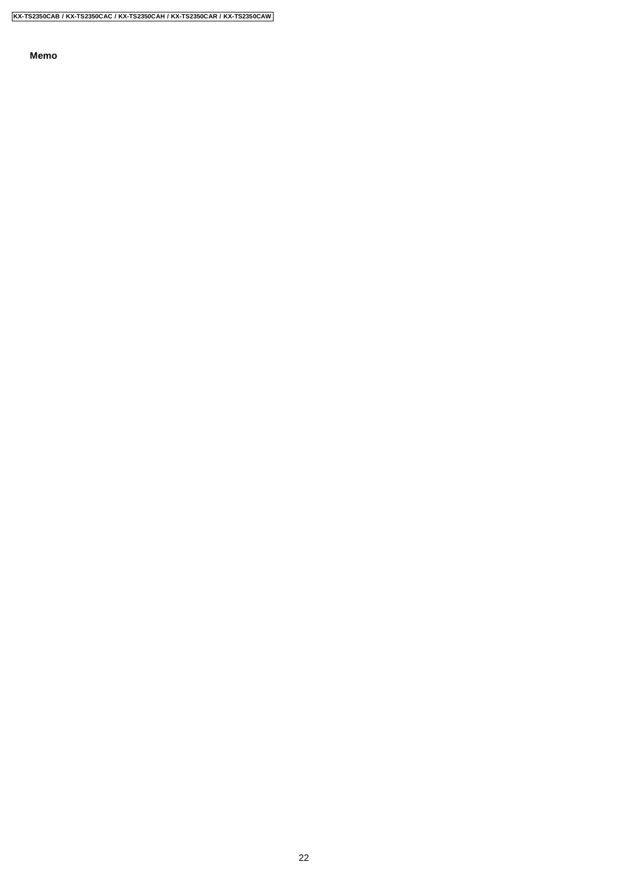**Memo**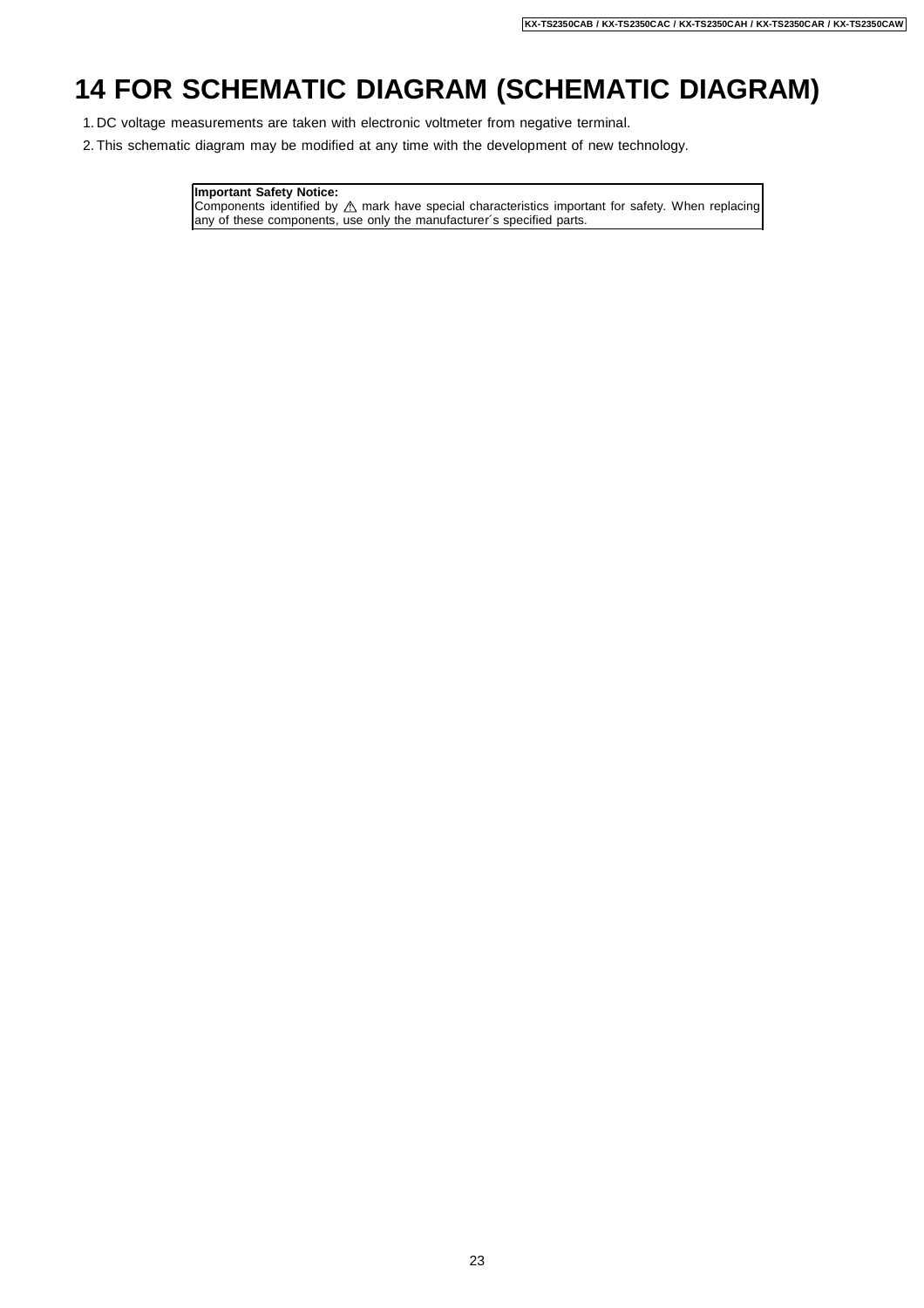# 14 FOR SCHEMATIC DIAGRAM (SCHEMATIC DIAGRAM)

1. DC voltage measurements are taken with electronic voltmeter from negative terminal.
2. This schematic diagram may be modified at any time with the development of new technology.

**Important Safety Notice:**
Components identified by ⚠ mark have special characteristics important for safety. When replacing any of these components, use only the manufacturer´s specified parts.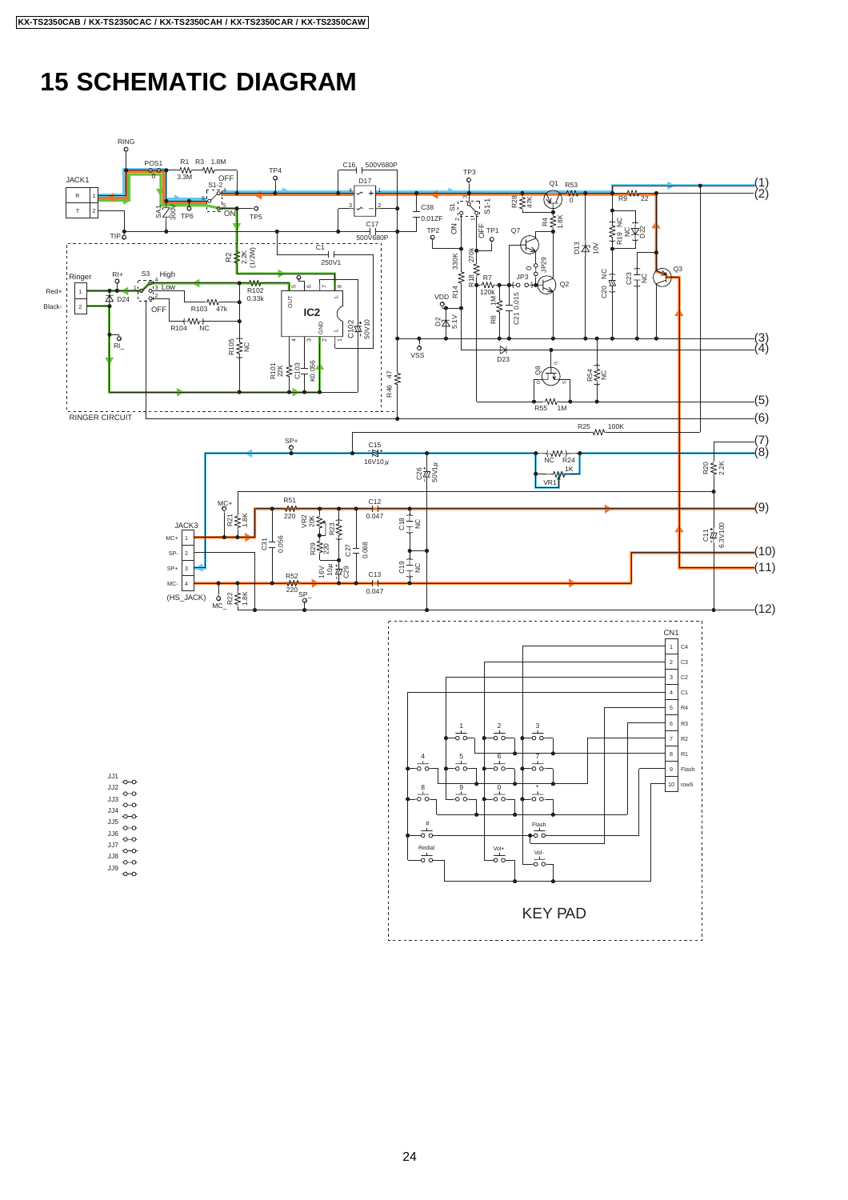# 15 SCHEMATIC DIAGRAM

RING

POS1 R1 3.3M R3 1.8M

JACK1

R 1

T 2

SA1 300V

TP6

S1-2 OFF ON

TP4

TP5

TIP

C16 500V680P

D17

C17 500V680P

C1 250V1

TP3

C38 0.01ZF

S1 S1-1 ON OFF

TP2 TP1

Q1 R53 0

R28 47K

R4 1.8K

Q7

R9 22

R19 NC

D22

D13 10V

JP29

JP3

Q2

Q3

C20 NC

C23 NC

R14 330K

R18 270k

R7 120k

R8 1M

C21 0.015

D2 5.1V

VDD

VSS

D23

Q8

R54 NC

R55 1M

R46 47

Ringer

RI+

Red+ 1

Black- 2

D24

S3 High Low OFF

R102 0.33k

R103 47k

R104 NC

R105 NC

R2 2.2K (1/2W)

IC2

OUT

GND

C102 50V10

R101 22K

C103 K0.056

RI_

RINGER CIRCUIT

R25 100K

SP+

C15 16V10μ

NC R24 1K

VR1

C26 50V1μ

R20 2.2K

MC+

R21 1.8K

R51 220

VR2 20K

R23

C12 0.047

C18 NC

JACK3

MC+ 1

SP- 2

SP+ 3

MC- 4

(HS_JACK)

C31 0.056

R29 220

C27 0.068

C29 16V 10μ

C19 NC

R52 220

C13 0.047

SP_

MC_

R22 1.8K

C11 6.3V100

(1) (2) (3) (4) (5) (6) (7) (8) (9) (10) (11) (12)

JJ1 JJ2 JJ3 JJ4 JJ5 JJ6 JJ7 JJ8 JJ9

CN1

| Pin | Signal |
|---|---|
| 1 | C4 |
| 2 | C3 |
| 3 | C2 |
| 4 | C1 |
| 5 | R4 |
| 6 | R3 |
| 7 | R2 |
| 8 | R1 |
| 9 | Flash |
| 10 | row5 |

1 2 3 4 5 6 7 8 9 0 * # Flash Redial Vol+ Vol-

KEY PAD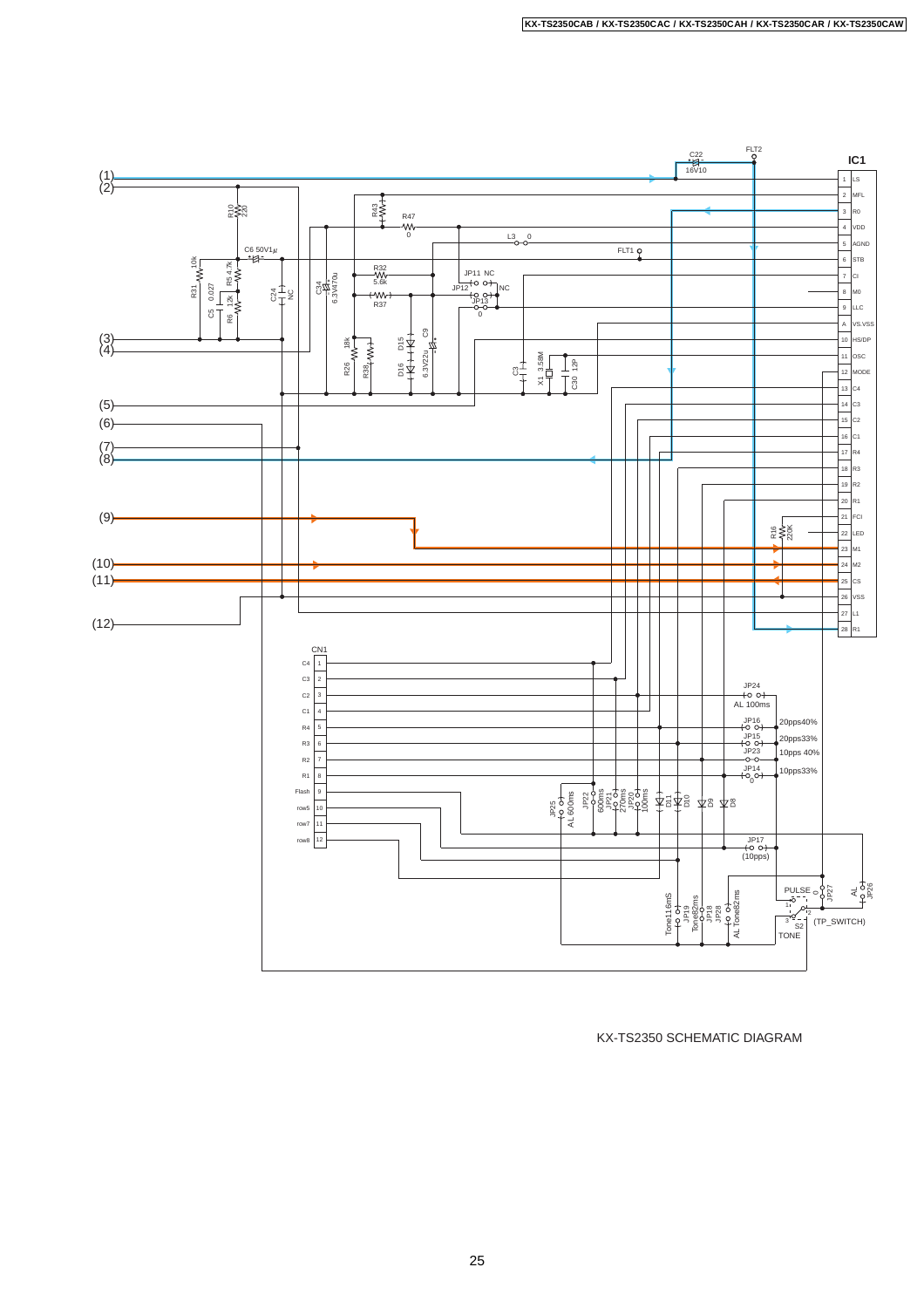KX-TS2350 SCHEMATIC DIAGRAM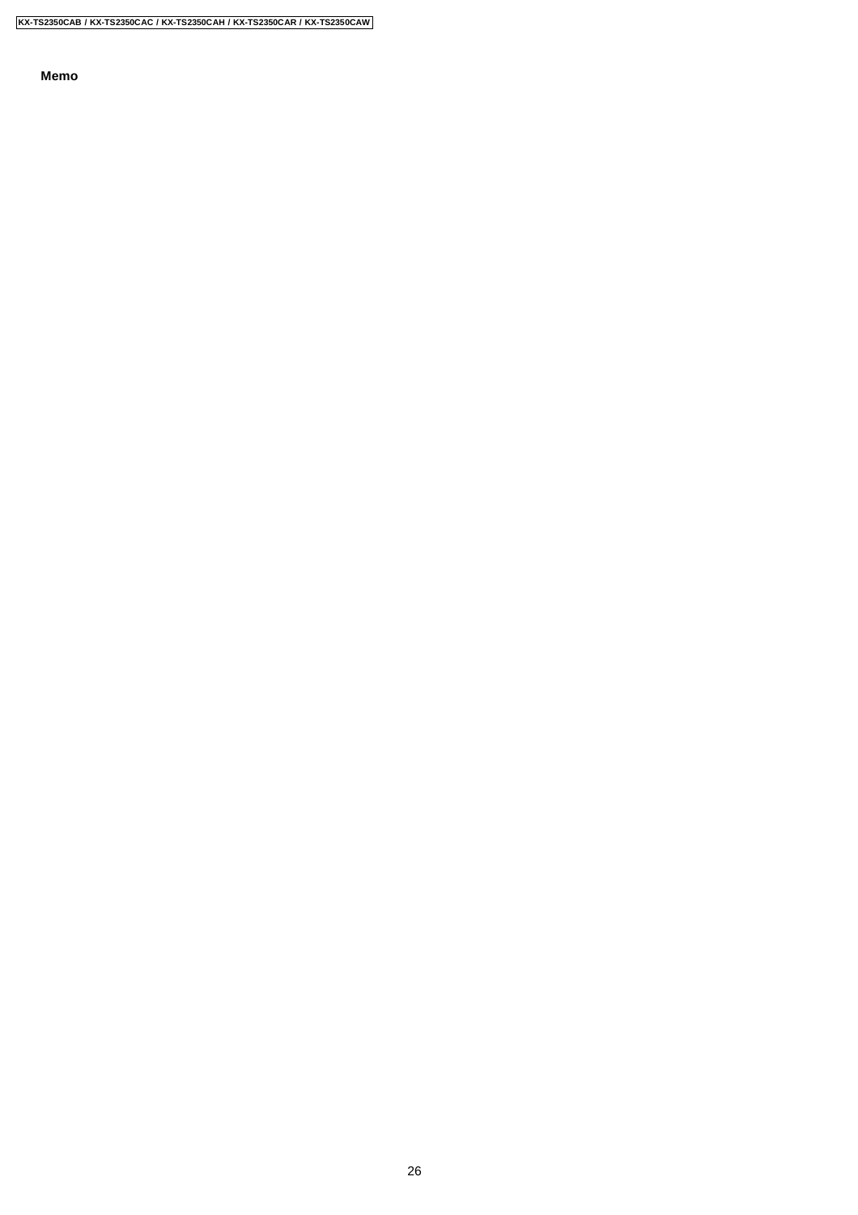**Memo**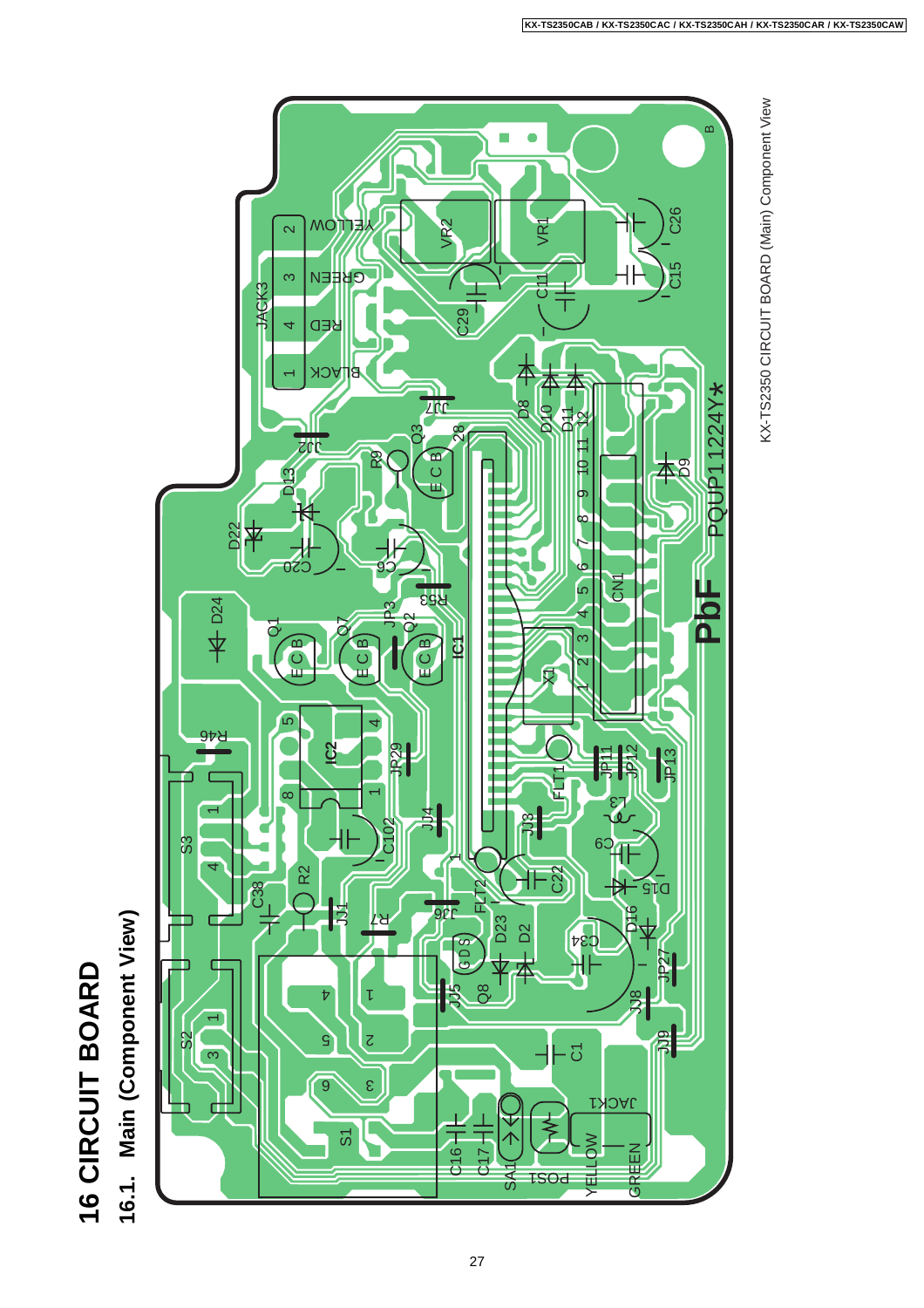# 16 CIRCUIT BOARD

## 16.1. Main (Component View)

KX-TS2350 CIRCUIT BOARD (Main) Component View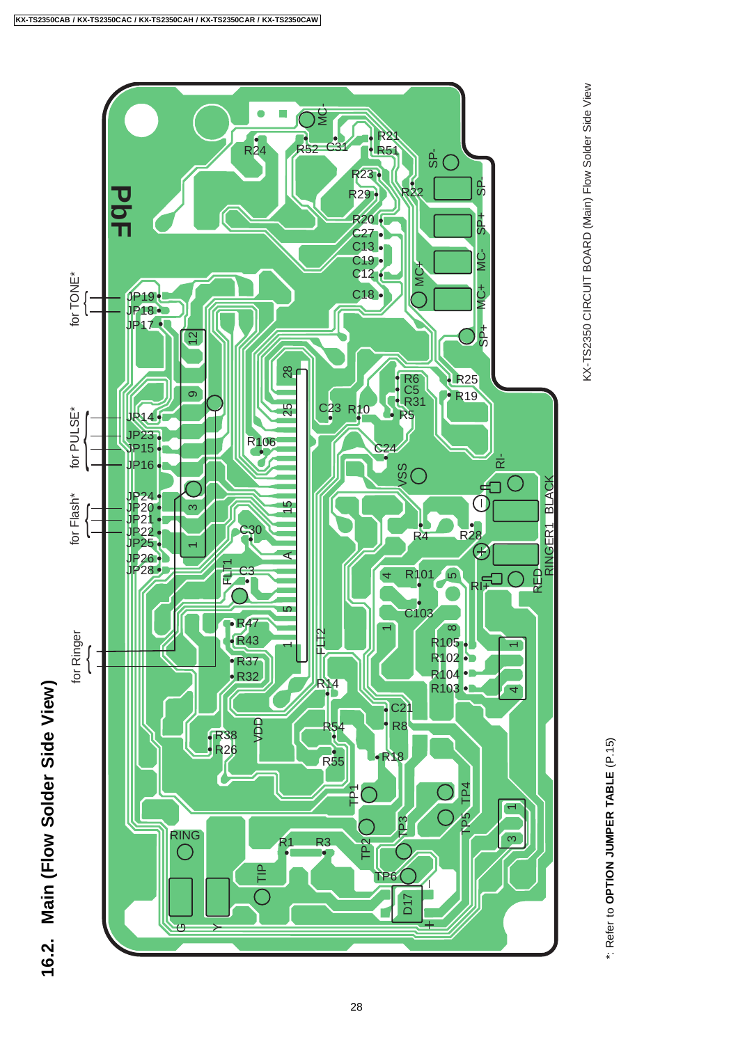## 16.2. Main (Flow Solder Side View)

KX-TS2350 CIRCUIT BOARD (Main) Flow Solder Side View

*: Refer to **OPTION JUMPER TABLE** (P.15)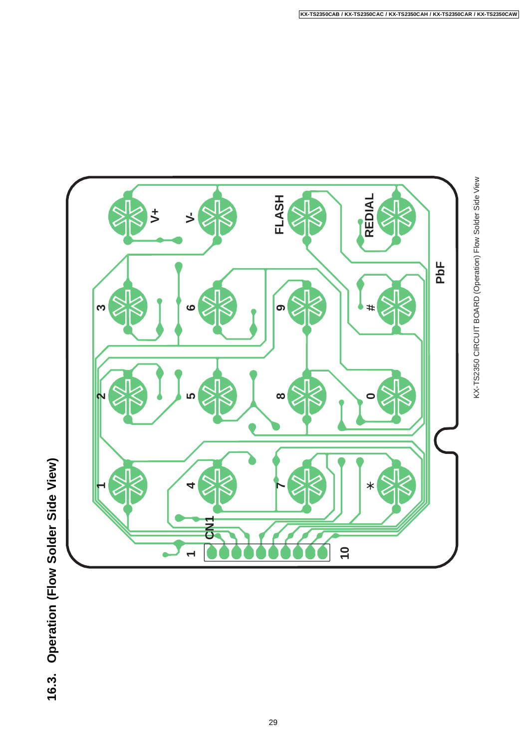## 16.3. Operation (Flow Solder Side View)

KX-TS2350 CIRCUIT BOARD (Operation) Flow Solder Side View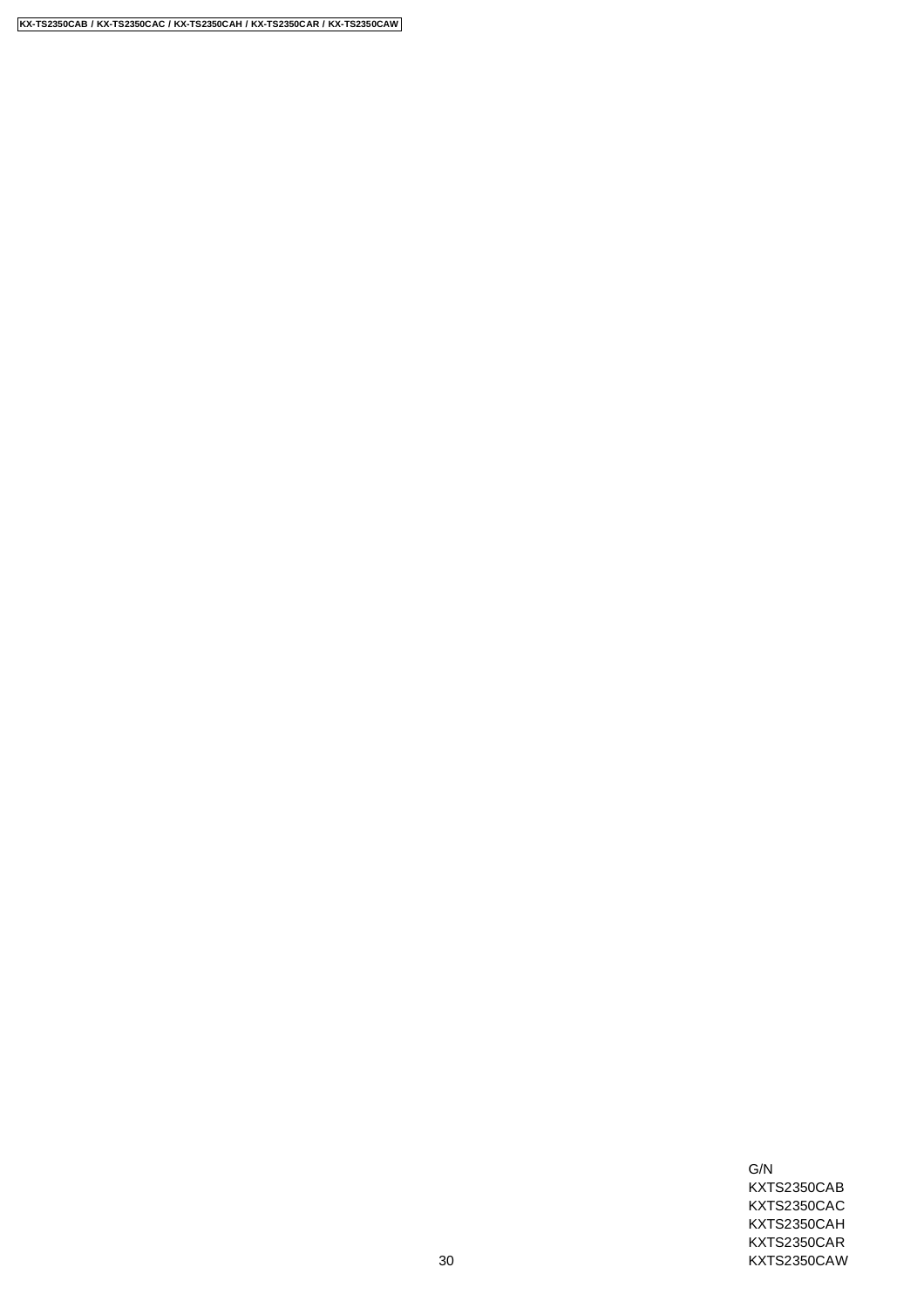G/N
KXTS2350CAB
KXTS2350CAC
KXTS2350CAH
KXTS2350CAR
KXTS2350CAW